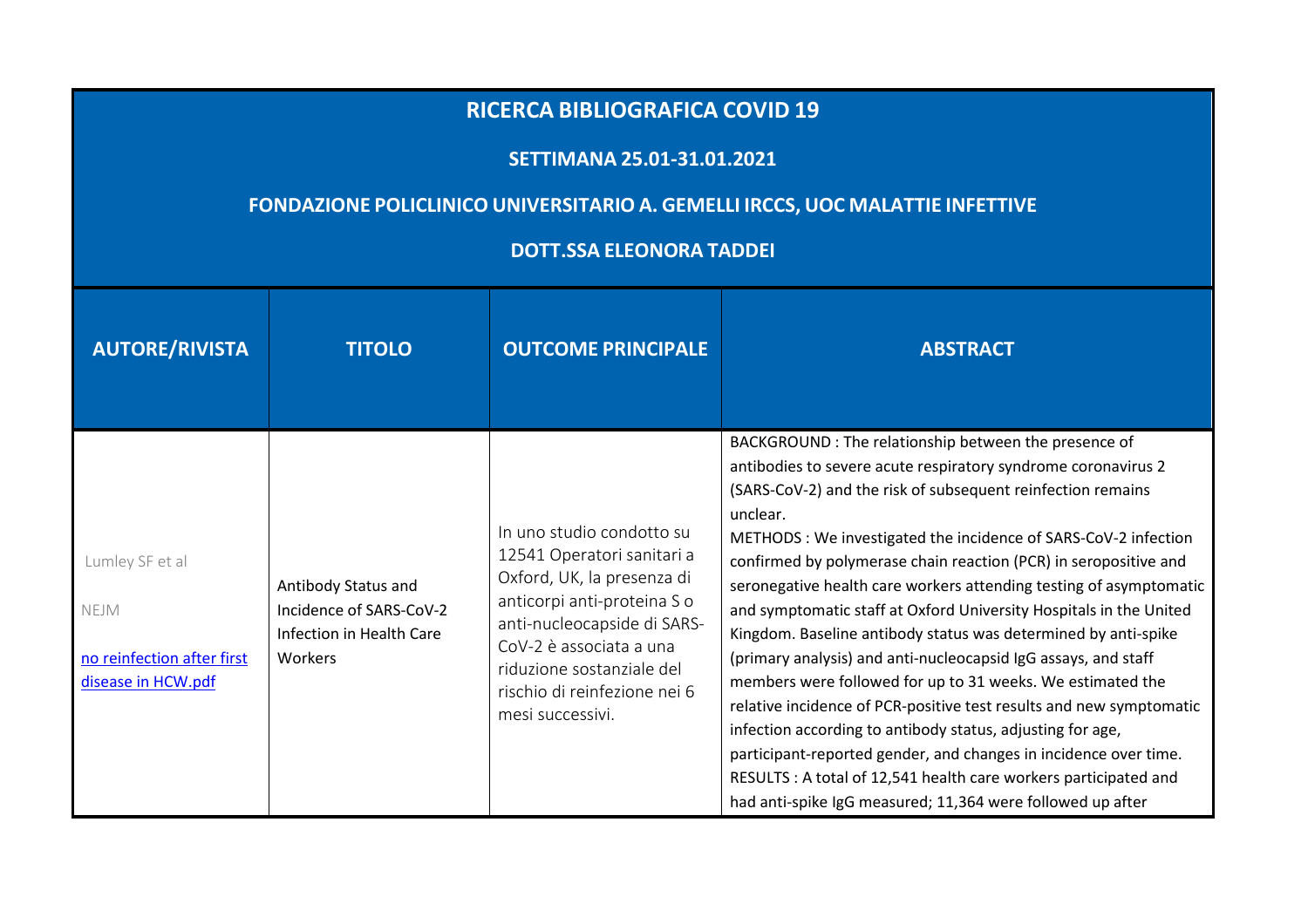# RICERCA BIBLIOGRAFICA COVID 19

## SETTIMANA 25.01-31.01.2021

## FONDAZIONE POLICLINICO UNIVERSITARIO A. GEMELLI IRCCS, UOC MALATTIE INFETTIVE

## DOTT.SSA ELEONORA TADDEI

| AUTORE/RIVISTA | TITOLO | OUTCOME PRINCIPALE | ABSTRACT |
|---|---|---|---|
| Lumley SF et al<br><br>NEJM<br><br>[no reinfection after first disease in HCW.pdf] | Antibody Status and Incidence of SARS-CoV-2 Infection in Health Care Workers | In uno studio condotto su 12541 Operatori sanitari a Oxford, UK, la presenza di anticorpi anti-proteina S o anti-nucleocapside di SARS-CoV-2 è associata a una riduzione sostanziale del rischio di reinfezione nei 6 mesi successivi. | BACKGROUND : The relationship between the presence of antibodies to severe acute respiratory syndrome coronavirus 2 (SARS-CoV-2) and the risk of subsequent reinfection remains unclear.<br>METHODS : We investigated the incidence of SARS-CoV-2 infection confirmed by polymerase chain reaction (PCR) in seropositive and seronegative health care workers attending testing of asymptomatic and symptomatic staff at Oxford University Hospitals in the United Kingdom. Baseline antibody status was determined by anti-spike (primary analysis) and anti-nucleocapsid IgG assays, and staff members were followed for up to 31 weeks. We estimated the relative incidence of PCR-positive test results and new symptomatic infection according to antibody status, adjusting for age, participant-reported gender, and changes in incidence over time.<br>RESULTS : A total of 12,541 health care workers participated and had anti-spike IgG measured; 11,364 were followed up after |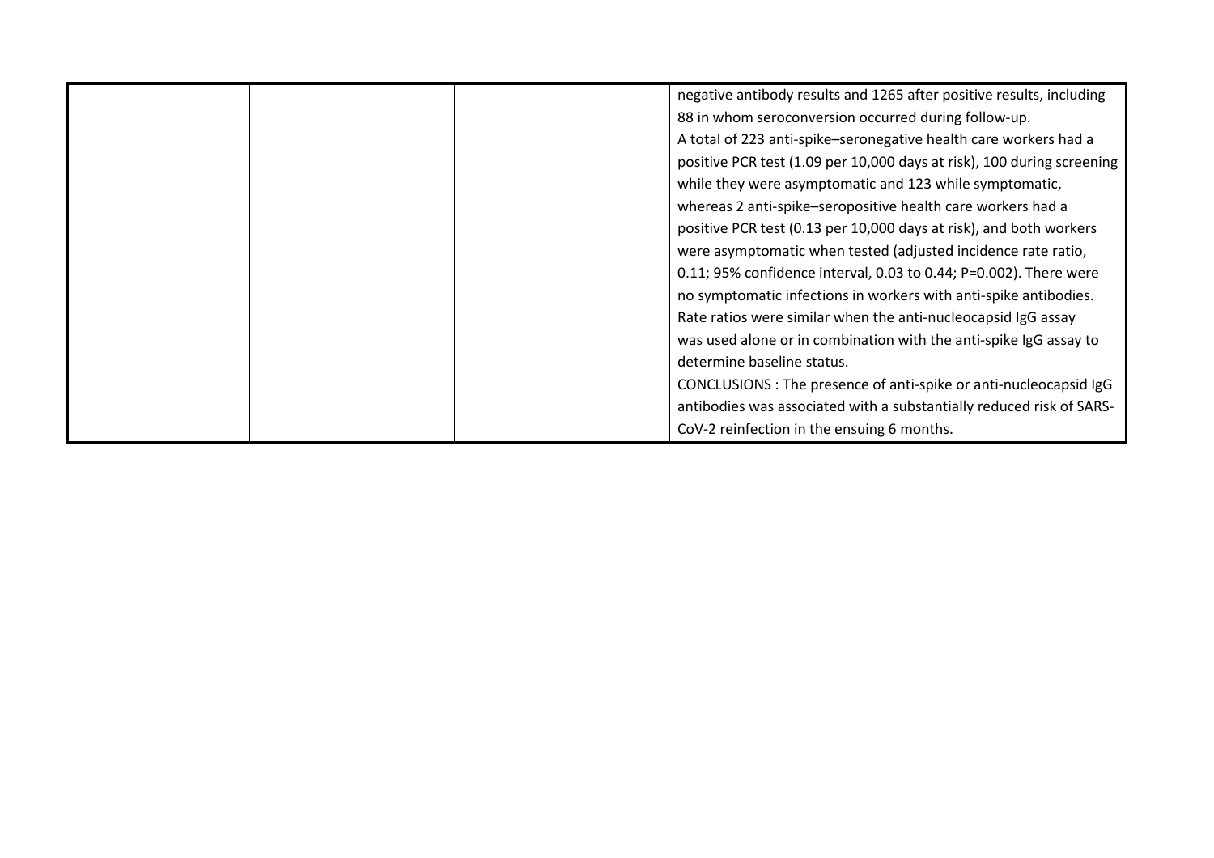|  |  |  | negative antibody results and 1265 after positive results, including 88 in whom seroconversion occurred during follow-up.<br>A total of 223 anti-spike–seronegative health care workers had a positive PCR test (1.09 per 10,000 days at risk), 100 during screening while they were asymptomatic and 123 while symptomatic, whereas 2 anti-spike–seropositive health care workers had a positive PCR test (0.13 per 10,000 days at risk), and both workers were asymptomatic when tested (adjusted incidence rate ratio, 0.11; 95% confidence interval, 0.03 to 0.44; P=0.002). There were no symptomatic infections in workers with anti-spike antibodies. Rate ratios were similar when the anti-nucleocapsid IgG assay was used alone or in combination with the anti-spike IgG assay to determine baseline status.<br>CONCLUSIONS : The presence of anti-spike or anti-nucleocapsid IgG antibodies was associated with a substantially reduced risk of SARS-CoV-2 reinfection in the ensuing 6 months. |
|---|---|---|---|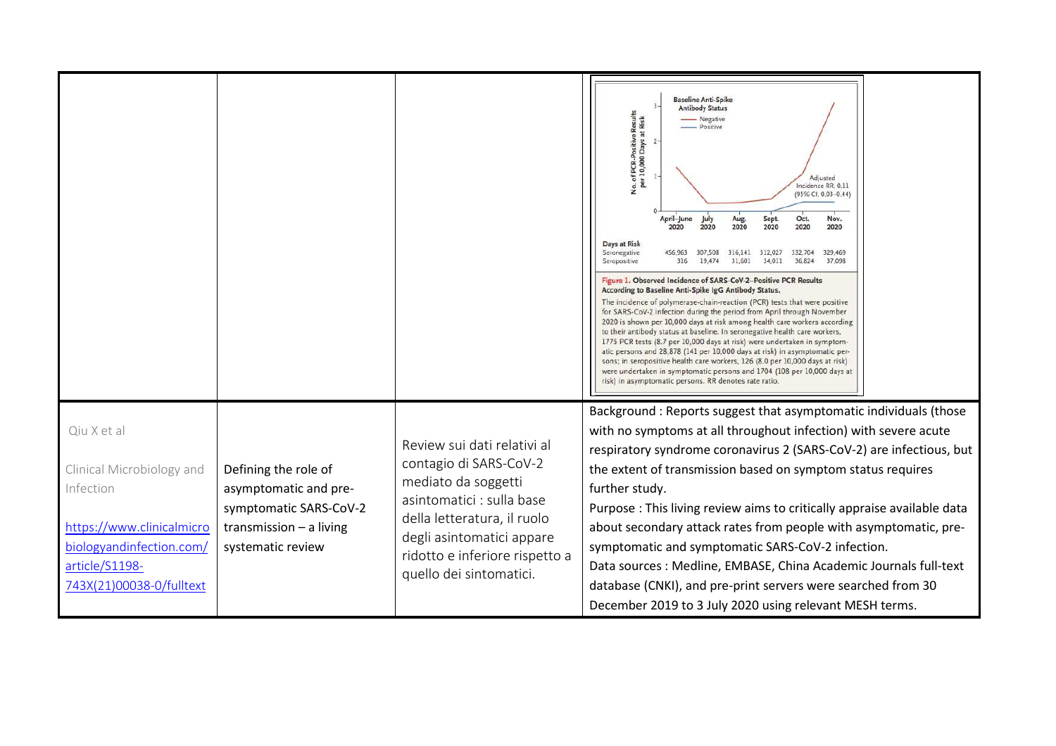| | | | |
|---|---|---|---|
| | | | Baseline Anti-Spike Antibody Status — Negative — Positive. No. of PCR-Positive Results per 10,000 Days at Risk. Adjusted Incidence RR, 0.11 (95% CI, 0.03–0.44). April–June 2020, July 2020, Aug. 2020, Sept. 2020, Oct. 2020, Nov. 2020. Days at Risk: Seronegative 456,963 307,508 316,141 312,027 332,704 329,469; Seropositive 316 19,474 31,601 34,011 36,824 37,098. **Figure 1. Observed Incidence of SARS-CoV-2–Positive PCR Results According to Baseline Anti-Spike IgG Antibody Status.** The incidence of polymerase-chain-reaction (PCR) tests that were positive for SARS-CoV-2 infection during the period from April through November 2020 is shown per 10,000 days at risk among health care workers according to their antibody status at baseline. In seronegative health care workers, 1775 PCR tests (8.7 per 10,000 days at risk) were undertaken in symptomatic persons and 28,878 (141 per 10,000 days at risk) in asymptomatic persons; in seropositive health care workers, 126 (8.0 per 10,000 days at risk) were undertaken in symptomatic persons and 1704 (108 per 10,000 days at risk) in asymptomatic persons. RR denotes rate ratio. |
| Qiu X et al<br><br>Clinical Microbiology and Infection<br><br>[https://www.clinicalmicrobiologyandinfection.com/article/S1198-743X(21)00038-0/fulltext](https://www.clinicalmicrobiologyandinfection.com/article/S1198-743X(21)00038-0/fulltext) | Defining the role of asymptomatic and pre-symptomatic SARS-CoV-2 transmission – a living systematic review | Review sui dati relativi al contagio di SARS-CoV-2 mediato da soggetti asintomatici : sulla base della letteratura, il ruolo degli asintomatici appare ridotto e inferiore rispetto a quello dei sintomatici. | Background : Reports suggest that asymptomatic individuals (those with no symptoms at all throughout infection) with severe acute respiratory syndrome coronavirus 2 (SARS-CoV-2) are infectious, but the extent of transmission based on symptom status requires further study.<br>Purpose : This living review aims to critically appraise available data about secondary attack rates from people with asymptomatic, pre-symptomatic and symptomatic SARS-CoV-2 infection.<br>Data sources : Medline, EMBASE, China Academic Journals full-text database (CNKI), and pre-print servers were searched from 30 December 2019 to 3 July 2020 using relevant MESH terms. |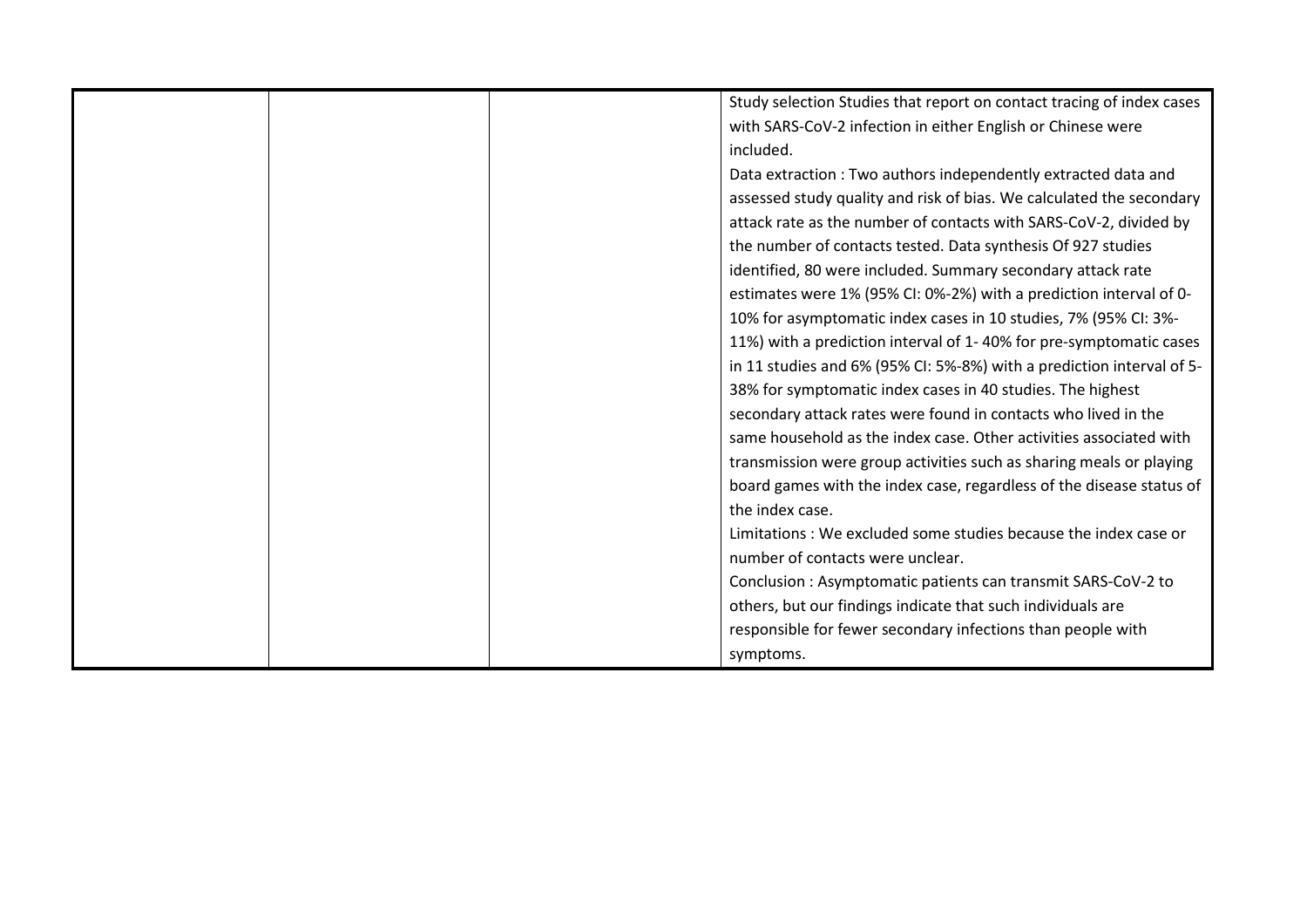|  |  |  | Study selection Studies that report on contact tracing of index cases with SARS-CoV-2 infection in either English or Chinese were included.<br>Data extraction : Two authors independently extracted data and assessed study quality and risk of bias. We calculated the secondary attack rate as the number of contacts with SARS-CoV-2, divided by the number of contacts tested. Data synthesis Of 927 studies identified, 80 were included. Summary secondary attack rate estimates were 1% (95% CI: 0%-2%) with a prediction interval of 0-10% for asymptomatic index cases in 10 studies, 7% (95% CI: 3%-11%) with a prediction interval of 1- 40% for pre-symptomatic cases in 11 studies and 6% (95% CI: 5%-8%) with a prediction interval of 5-38% for symptomatic index cases in 40 studies. The highest secondary attack rates were found in contacts who lived in the same household as the index case. Other activities associated with transmission were group activities such as sharing meals or playing board games with the index case, regardless of the disease status of the index case.<br>Limitations : We excluded some studies because the index case or number of contacts were unclear.<br>Conclusion : Asymptomatic patients can transmit SARS-CoV-2 to others, but our findings indicate that such individuals are responsible for fewer secondary infections than people with symptoms. |
|---|---|---|---|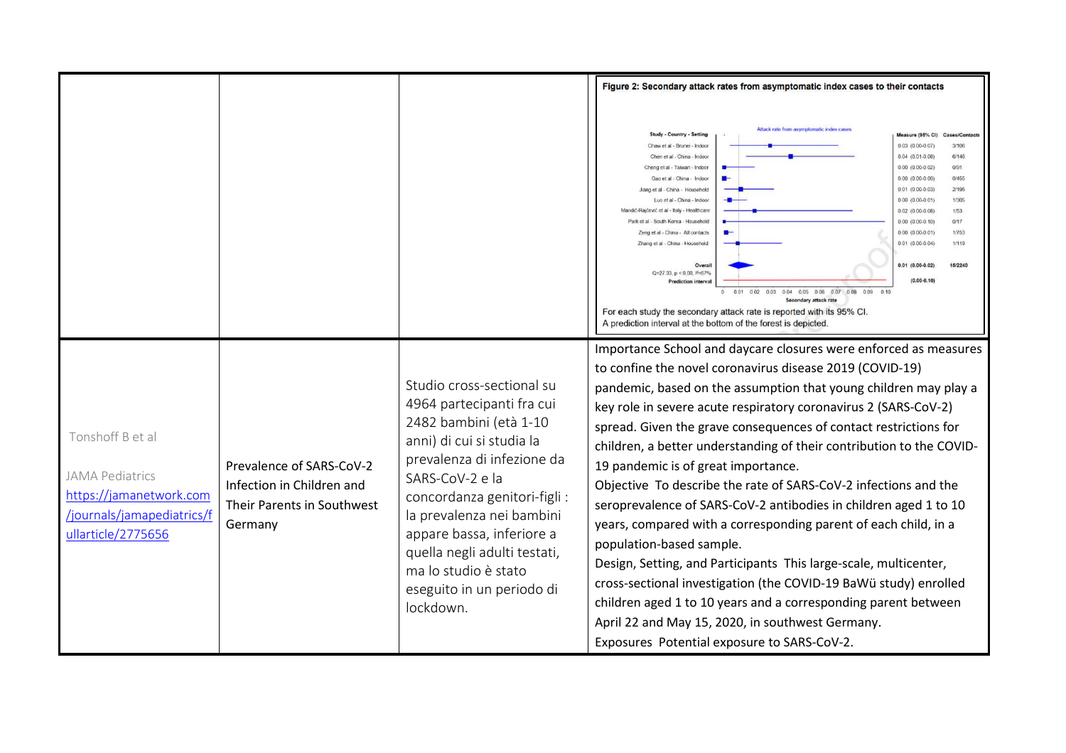| | | | |
|---|---|---|---|
| | | | **Figure 2: Secondary attack rates from asymptomatic index cases to their contacts**<br><br>Attack rate from asymptomatic index cases<br><br>Study - Country - Setting / Measure (95% CI) / Cases/Contacts<br>Chaw et al - Brunei - Indoor 0.03 (0.00-0.07) 3/106<br>Chen et al - China - Indoor 0.04 (0.01-0.08) 6/146<br>Cheng et al - Taiwan - Indoor 0.00 (0.00-0.02) 0/91<br>Gao et al - China - Indoor 0.00 (0.00-0.00) 0/455<br>Jiang et al - China - Household 0.01 (0.00-0.03) 2/195<br>Luo et al - China - Indoor 0.00 (0.00-0.01) 1/305<br>Mandić-Rajčević et al - Italy - Healthcare 0.02 (0.00-0.08) 1/53<br>Park et al - South Korea - Household 0.00 (0.00-0.10) 0/17<br>Zeng et al - China - All contacts 0.00 (0.00-0.01) 1/753<br>Zhang et al - China - Household 0.01 (0.00-0.04) 1/119<br>Overall 0.01 (0.00-0.02) 15/2240<br>Q=27.33, p < 0.00, I²=67%<br>Prediction interval (0.00-0.10)<br>Secondary attack rate<br><br>For each study the secondary attack rate is reported with its 95% CI.<br>A prediction interval at the bottom of the forest is depicted. |
| Tonshoff B et al<br><br>JAMA Pediatrics<br>[https://jamanetwork.com/journals/jamapediatrics/fullarticle/2775656](https://jamanetwork.com/journals/jamapediatrics/fullarticle/2775656) | Prevalence of SARS-CoV-2 Infection in Children and Their Parents in Southwest Germany | Studio cross-sectional su 4964 partecipanti fra cui 2482 bambini (età 1-10 anni) di cui si studia la prevalenza di infezione da SARS-CoV-2 e la concordanza genitori-figli : la prevalenza nei bambini appare bassa, inferiore a quella negli adulti testati, ma lo studio è stato eseguito in un periodo di lockdown. | Importance School and daycare closures were enforced as measures to confine the novel coronavirus disease 2019 (COVID-19) pandemic, based on the assumption that young children may play a key role in severe acute respiratory coronavirus 2 (SARS-CoV-2) spread. Given the grave consequences of contact restrictions for children, a better understanding of their contribution to the COVID-19 pandemic is of great importance.<br>Objective To describe the rate of SARS-CoV-2 infections and the seroprevalence of SARS-CoV-2 antibodies in children aged 1 to 10 years, compared with a corresponding parent of each child, in a population-based sample.<br>Design, Setting, and Participants This large-scale, multicenter, cross-sectional investigation (the COVID-19 BaWü study) enrolled children aged 1 to 10 years and a corresponding parent between April 22 and May 15, 2020, in southwest Germany.<br>Exposures Potential exposure to SARS-CoV-2. |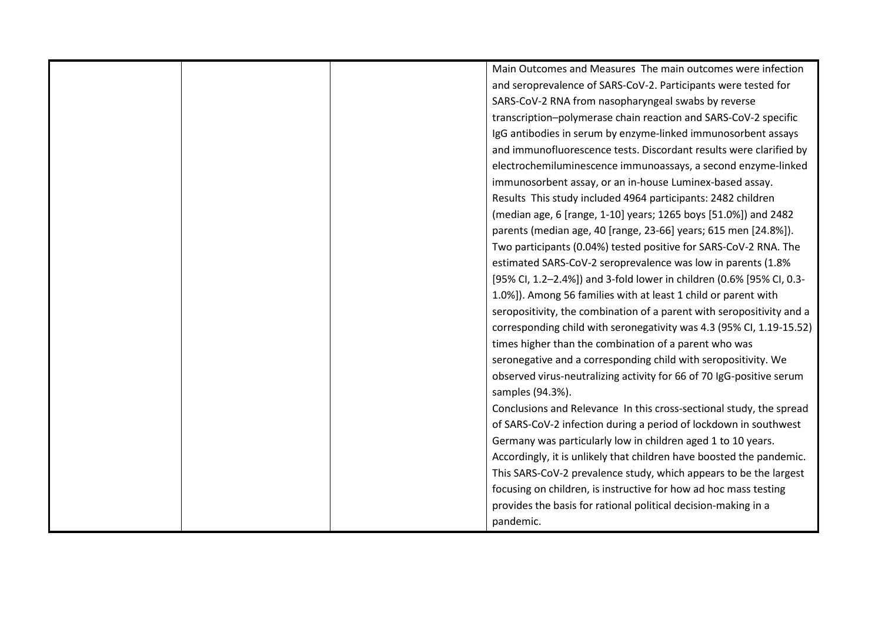| | | | |
|---|---|---|---|
| | | | Main Outcomes and Measures The main outcomes were infection and seroprevalence of SARS-CoV-2. Participants were tested for SARS-CoV-2 RNA from nasopharyngeal swabs by reverse transcription–polymerase chain reaction and SARS-CoV-2 specific IgG antibodies in serum by enzyme-linked immunosorbent assays and immunofluorescence tests. Discordant results were clarified by electrochemiluminescence immunoassays, a second enzyme-linked immunosorbent assay, or an in-house Luminex-based assay.<br>Results This study included 4964 participants: 2482 children (median age, 6 [range, 1-10] years; 1265 boys [51.0%]) and 2482 parents (median age, 40 [range, 23-66] years; 615 men [24.8%]). Two participants (0.04%) tested positive for SARS-CoV-2 RNA. The estimated SARS-CoV-2 seroprevalence was low in parents (1.8% [95% CI, 1.2–2.4%]) and 3-fold lower in children (0.6% [95% CI, 0.3-1.0%]). Among 56 families with at least 1 child or parent with seropositivity, the combination of a parent with seropositivity and a corresponding child with seronegativity was 4.3 (95% CI, 1.19-15.52) times higher than the combination of a parent who was seronegative and a corresponding child with seropositivity. We observed virus-neutralizing activity for 66 of 70 IgG-positive serum samples (94.3%).<br>Conclusions and Relevance In this cross-sectional study, the spread of SARS-CoV-2 infection during a period of lockdown in southwest Germany was particularly low in children aged 1 to 10 years. Accordingly, it is unlikely that children have boosted the pandemic. This SARS-CoV-2 prevalence study, which appears to be the largest focusing on children, is instructive for how ad hoc mass testing provides the basis for rational political decision-making in a pandemic. |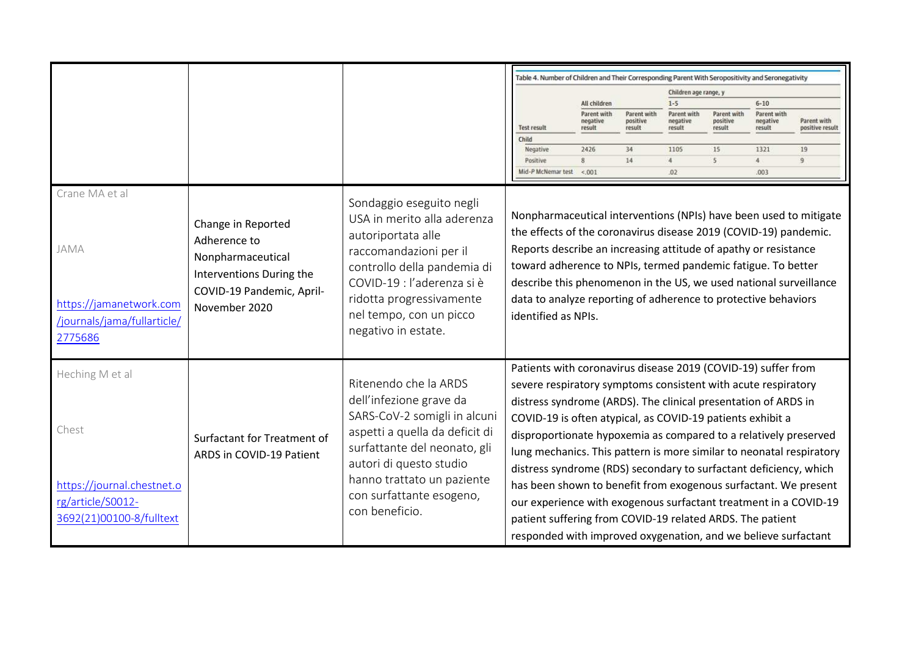| | | | Table 4. Number of Children and Their Corresponding Parent With Seropositivity and Seronegativity |
|---|---|---|---|

| Test result | All children | | Children age range, y 1-5 | | 6-10 | |
|---|---|---|---|---|---|---|
| | Parent with negative result | Parent with positive result | Parent with negative result | Parent with positive result | Parent with negative result | Parent with positive result |
| Child | | | | | | |
| Negative | 2426 | 34 | 1105 | 15 | 1321 | 19 |
| Positive | 8 | 14 | 4 | 5 | 4 | 9 |
| Mid-P McNemar test | <.001 | | .02 | | .003 | |

| | | | |
|---|---|---|---|
| Crane MA et al<br><br>JAMA<br><br>https://jamanetwork.com/journals/jama/fullarticle/2775686 | Change in Reported Adherence to Nonpharmaceutical Interventions During the COVID-19 Pandemic, April-November 2020 | Sondaggio eseguito negli USA in merito alla aderenza autoriportata alle raccomandazioni per il controllo della pandemia di COVID-19 : l'aderenza si è ridotta progressivamente nel tempo, con un picco negativo in estate. | Nonpharmaceutical interventions (NPIs) have been used to mitigate the effects of the coronavirus disease 2019 (COVID-19) pandemic. Reports describe an increasing attitude of apathy or resistance toward adherence to NPIs, termed pandemic fatigue. To better describe this phenomenon in the US, we used national surveillance data to analyze reporting of adherence to protective behaviors identified as NPIs. |
| Heching M et al<br><br>Chest<br><br>https://journal.chestnet.org/article/S0012-3692(21)00100-8/fulltext | Surfactant for Treatment of ARDS in COVID-19 Patient | Ritenendo che la ARDS dell'infezione grave da SARS-CoV-2 somigli in alcuni aspetti a quella da deficit di surfattante del neonato, gli autori di questo studio hanno trattato un paziente con surfattante esogeno, con beneficio. | Patients with coronavirus disease 2019 (COVID-19) suffer from severe respiratory symptoms consistent with acute respiratory distress syndrome (ARDS). The clinical presentation of ARDS in COVID-19 is often atypical, as COVID-19 patients exhibit a disproportionate hypoxemia as compared to a relatively preserved lung mechanics. This pattern is more similar to neonatal respiratory distress syndrome (RDS) secondary to surfactant deficiency, which has been shown to benefit from exogenous surfactant. We present our experience with exogenous surfactant treatment in a COVID-19 patient suffering from COVID-19 related ARDS. The patient responded with improved oxygenation, and we believe surfactant |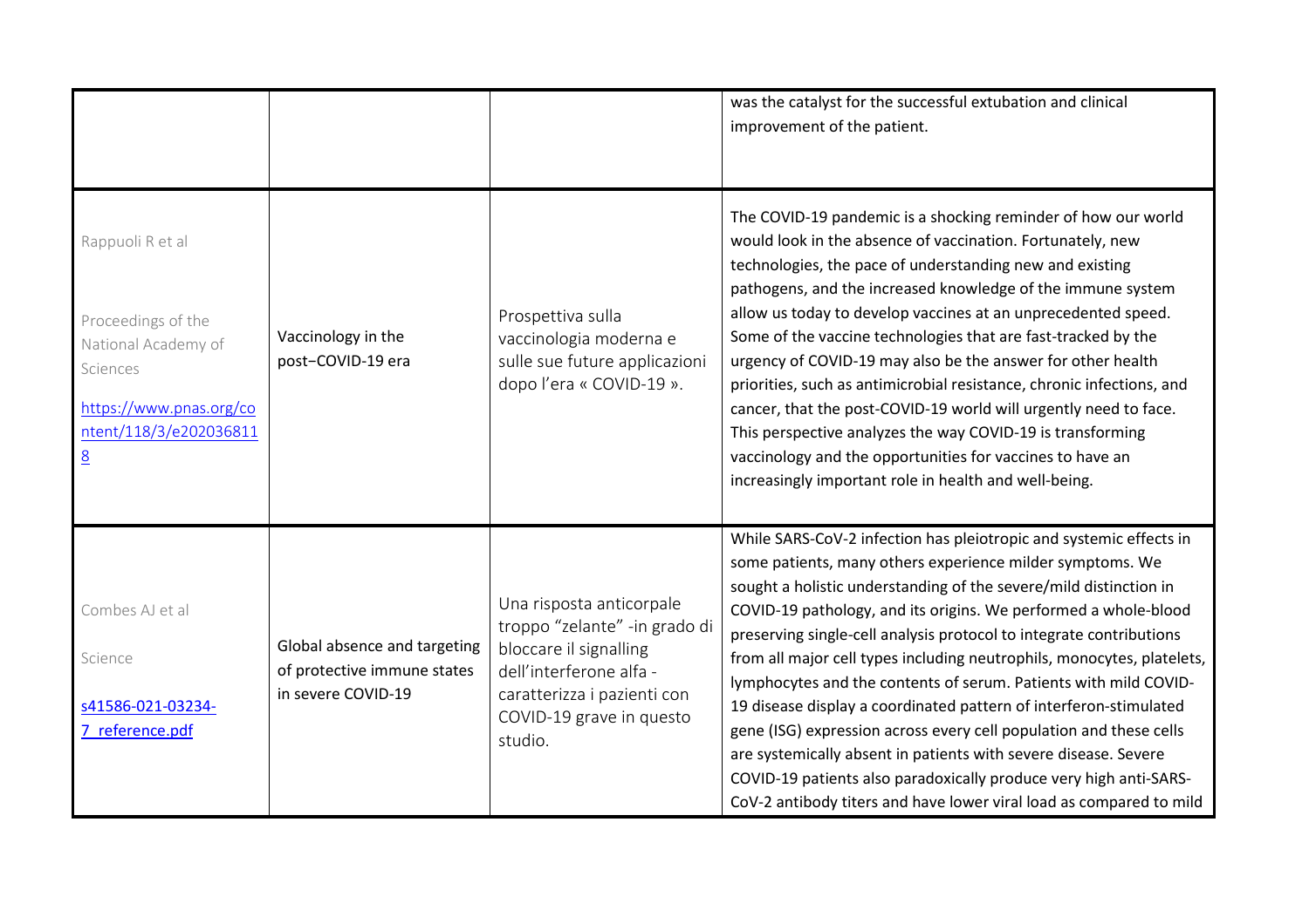| | | | |
|---|---|---|---|
| | | | was the catalyst for the successful extubation and clinical improvement of the patient. |
| Rappuoli R et al<br><br>Proceedings of the National Academy of Sciences<br><br>[https://www.pnas.org/content/118/3/e2020368118](https://www.pnas.org/content/118/3/e2020368118) | Vaccinology in the post−COVID-19 era | Prospettiva sulla vaccinologia moderna e sulle sue future applicazioni dopo l'era « COVID-19 ». | The COVID-19 pandemic is a shocking reminder of how our world would look in the absence of vaccination. Fortunately, new technologies, the pace of understanding new and existing pathogens, and the increased knowledge of the immune system allow us today to develop vaccines at an unprecedented speed. Some of the vaccine technologies that are fast-tracked by the urgency of COVID-19 may also be the answer for other health priorities, such as antimicrobial resistance, chronic infections, and cancer, that the post-COVID-19 world will urgently need to face. This perspective analyzes the way COVID-19 is transforming vaccinology and the opportunities for vaccines to have an increasingly important role in health and well-being. |
| Combes AJ et al<br><br>Science<br><br>[s41586-021-03234-7_reference.pdf](s41586-021-03234-7_reference.pdf) | Global absence and targeting of protective immune states in severe COVID-19 | Una risposta anticorpale troppo "zelante" -in grado di bloccare il signalling dell'interferone alfa - caratterizza i pazienti con COVID-19 grave in questo studio. | While SARS-CoV-2 infection has pleiotropic and systemic effects in some patients, many others experience milder symptoms. We sought a holistic understanding of the severe/mild distinction in COVID-19 pathology, and its origins. We performed a whole-blood preserving single-cell analysis protocol to integrate contributions from all major cell types including neutrophils, monocytes, platelets, lymphocytes and the contents of serum. Patients with mild COVID-19 disease display a coordinated pattern of interferon-stimulated gene (ISG) expression across every cell population and these cells are systemically absent in patients with severe disease. Severe COVID-19 patients also paradoxically produce very high anti-SARS-CoV-2 antibody titers and have lower viral load as compared to mild |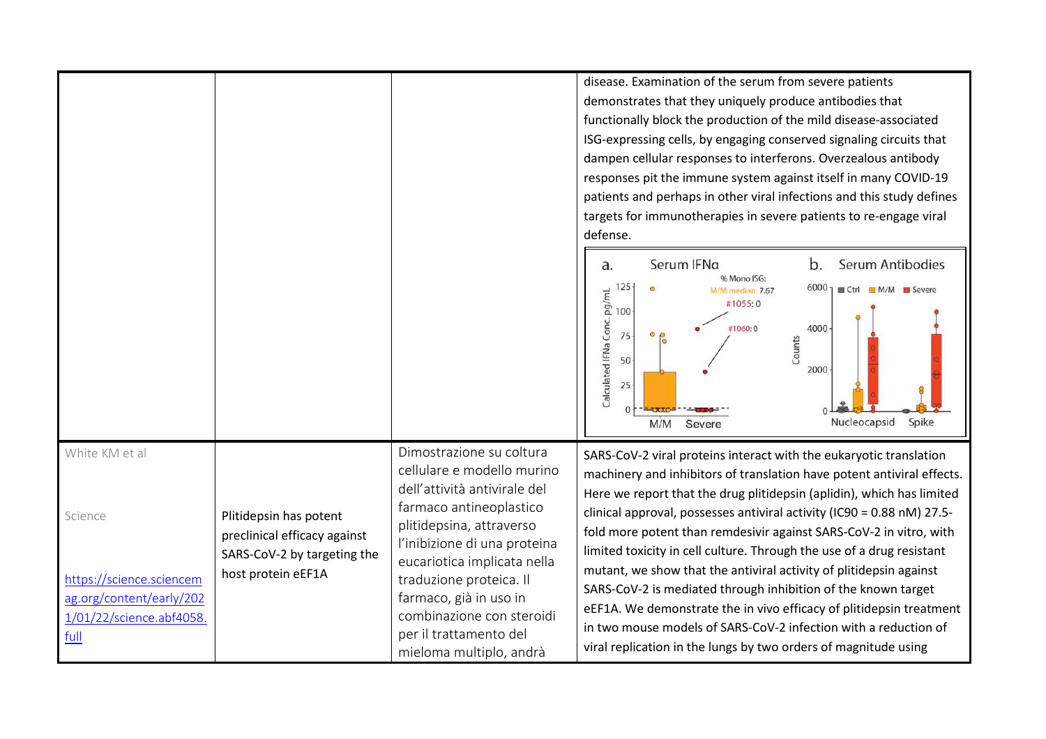| | | | |
|---|---|---|---|
| | | | disease. Examination of the serum from severe patients demonstrates that they uniquely produce antibodies that functionally block the production of the mild disease-associated ISG-expressing cells, by engaging conserved signaling circuits that dampen cellular responses to interferons. Overzealous antibody responses pit the immune system against itself in many COVID-19 patients and perhaps in other viral infections and this study defines targets for immunotherapies in severe patients to re-engage viral defense. |
| White KM et al<br><br>Science<br><br>https://science.sciencemag.org/content/early/2021/01/22/science.abf4058.full | Plitidepsin has potent preclinical efficacy against SARS-CoV-2 by targeting the host protein eEF1A | Dimostrazione su coltura cellulare e modello murino dell'attività antivirale del farmaco antineoplastico plitidepsina, attraverso l'inibizione di una proteina eucariotica implicata nella traduzione proteica. Il farmaco, già in uso in combinazione con steroidi per il trattamento del mieloma multiplo, andrà | SARS-CoV-2 viral proteins interact with the eukaryotic translation machinery and inhibitors of translation have potent antiviral effects. Here we report that the drug plitidepsin (aplidin), which has limited clinical approval, possesses antiviral activity (IC90 = 0.88 nM) 27.5-fold more potent than remdesivir against SARS-CoV-2 in vitro, with limited toxicity in cell culture. Through the use of a drug resistant mutant, we show that the antiviral activity of plitidepsin against SARS-CoV-2 is mediated through inhibition of the known target eEF1A. We demonstrate the in vivo efficacy of plitidepsin treatment in two mouse models of SARS-CoV-2 infection with a reduction of viral replication in the lungs by two orders of magnitude using |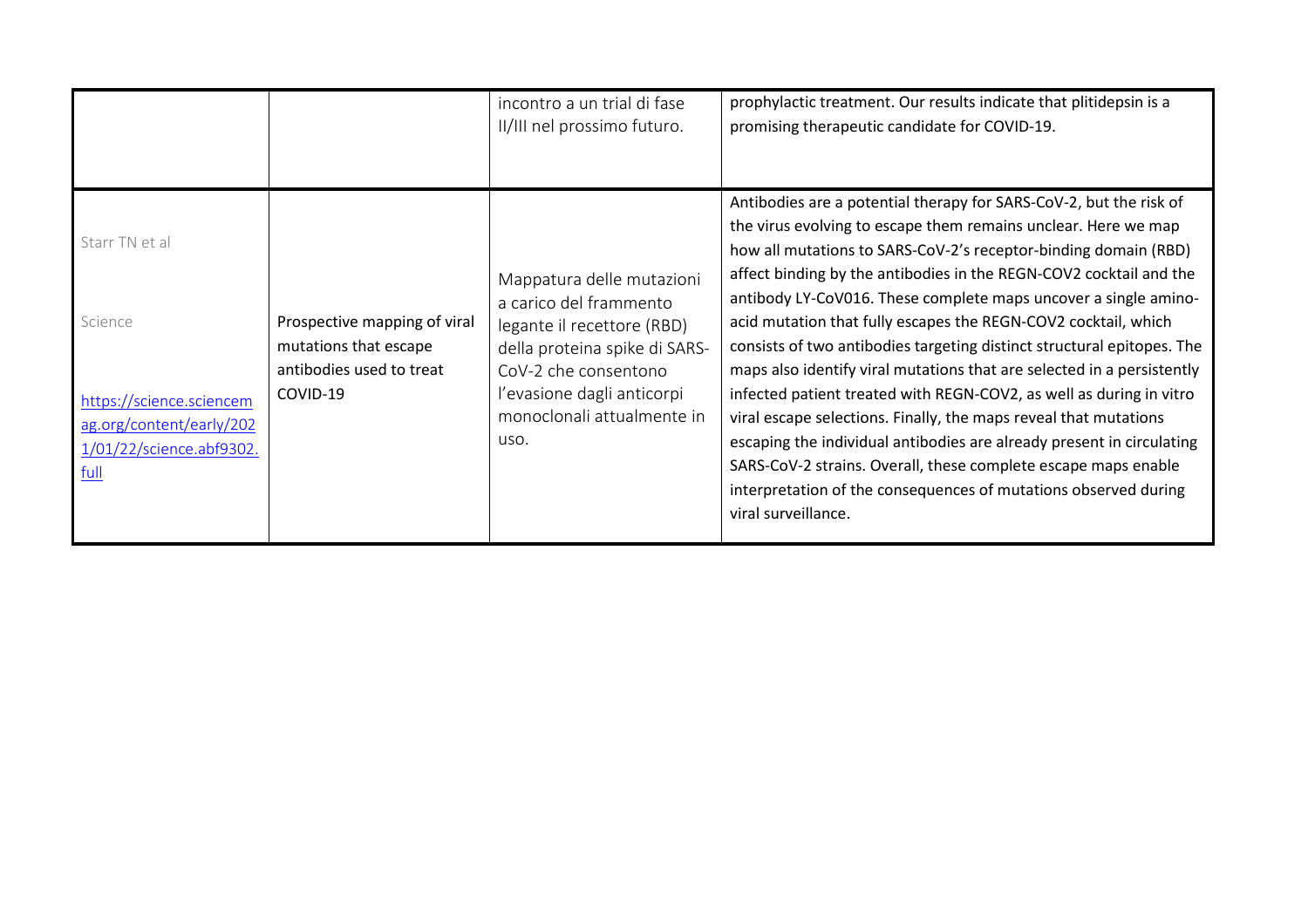| | | | |
|---|---|---|---|
| | | incontro a un trial di fase II/III nel prossimo futuro. | prophylactic treatment. Our results indicate that plitidepsin is a promising therapeutic candidate for COVID-19. |
| Starr TN et al<br><br>Science<br><br>[https://science.sciencemag.org/content/early/2021/01/22/science.abf9302.full](https://science.sciencemag.org/content/early/2021/01/22/science.abf9302.full) | Prospective mapping of viral mutations that escape antibodies used to treat COVID-19 | Mappatura delle mutazioni a carico del frammento legante il recettore (RBD) della proteina spike di SARS-CoV-2 che consentono l'evasione dagli anticorpi monoclonali attualmente in uso. | Antibodies are a potential therapy for SARS-CoV-2, but the risk of the virus evolving to escape them remains unclear. Here we map how all mutations to SARS-CoV-2's receptor-binding domain (RBD) affect binding by the antibodies in the REGN-COV2 cocktail and the antibody LY-CoV016. These complete maps uncover a single amino-acid mutation that fully escapes the REGN-COV2 cocktail, which consists of two antibodies targeting distinct structural epitopes. The maps also identify viral mutations that are selected in a persistently infected patient treated with REGN-COV2, as well as during in vitro viral escape selections. Finally, the maps reveal that mutations escaping the individual antibodies are already present in circulating SARS-CoV-2 strains. Overall, these complete escape maps enable interpretation of the consequences of mutations observed during viral surveillance. |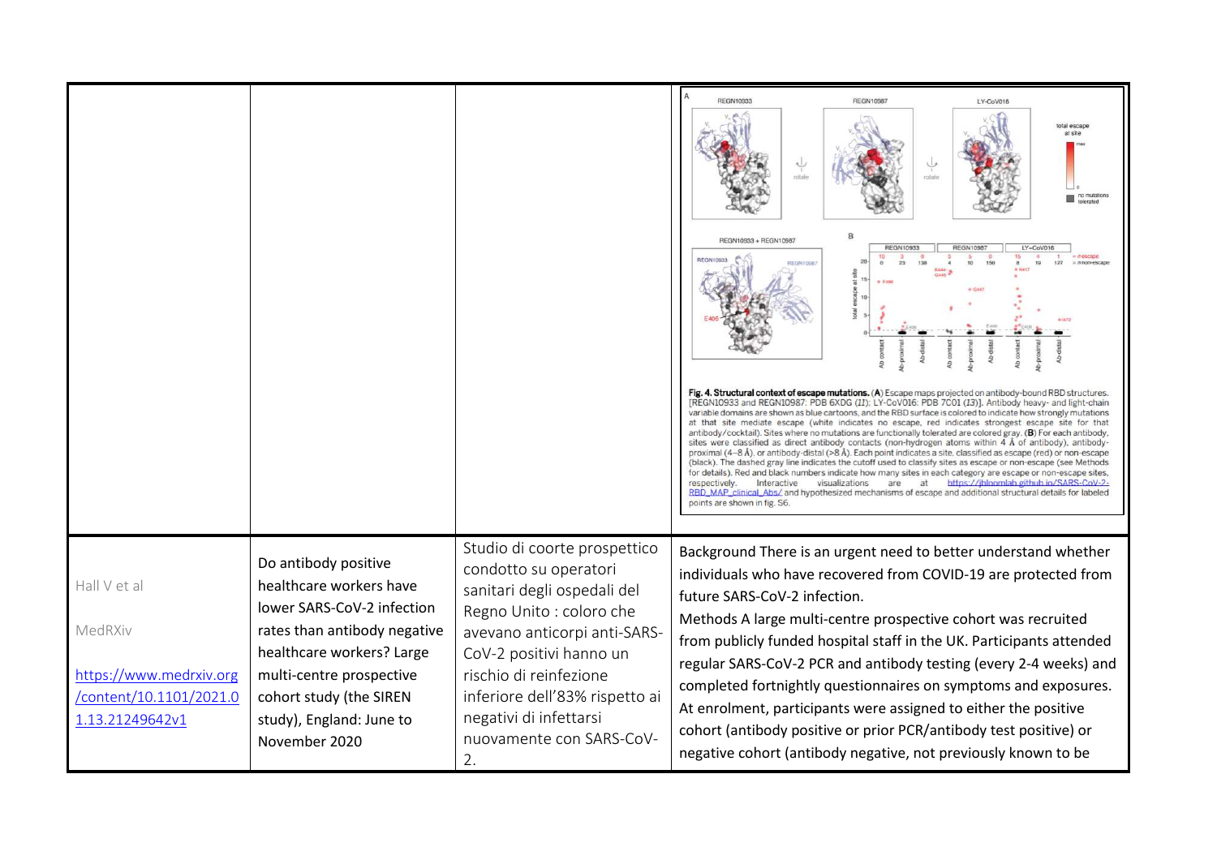| | | | |
|---|---|---|---|
| | | | **Fig. 4. Structural context of escape mutations.** (**A**) Escape maps projected on antibody-bound RBD structures. [REGN10933 and REGN10987: PDB 6XDG (*11*); LY-CoV016: PDB 7C01 (*13*)]. Antibody heavy- and light-chain variable domains are shown as blue cartoons, and the RBD surface is colored to indicate how strongly mutations at that site mediate escape (white indicates no escape, red indicates strongest escape site for that antibody/cocktail). Sites where no mutations are functionally tolerated are colored gray. (**B**) For each antibody, sites were classified as direct antibody contacts (non-hydrogen atoms within 4 Å of antibody), antibody-proximal (4–8 Å), or antibody-distal (>8 Å). Each point indicates a site, classified as escape (red) or non-escape (black). The dashed gray line indicates the cutoff used to classify sites as escape or non-escape (see Methods for details). Red and black numbers indicate how many sites in each category are escape or non-escape sites, respectively. Interactive visualizations are at https://jbloomlab.github.io/SARS-CoV-2-RBD_MAP_clinical_Abs/ and hypothesized mechanisms of escape and additional structural details for labeled points are shown in fig. S6. |
| Hall V et al<br><br>MedRXiv<br><br>https://www.medrxiv.org/content/10.1101/2021.01.13.21249642v1 | Do antibody positive healthcare workers have lower SARS-CoV-2 infection rates than antibody negative healthcare workers? Large multi-centre prospective cohort study (the SIREN study), England: June to November 2020 | Studio di coorte prospettico condotto su operatori sanitari degli ospedali del Regno Unito : coloro che avevano anticorpi anti-SARS-CoV-2 positivi hanno un rischio di reinfezione inferiore dell'83% rispetto ai negativi di infettarsi nuovamente con SARS-CoV-2. | Background There is an urgent need to better understand whether individuals who have recovered from COVID-19 are protected from future SARS-CoV-2 infection.<br>Methods A large multi-centre prospective cohort was recruited from publicly funded hospital staff in the UK. Participants attended regular SARS-CoV-2 PCR and antibody testing (every 2-4 weeks) and completed fortnightly questionnaires on symptoms and exposures. At enrolment, participants were assigned to either the positive cohort (antibody positive or prior PCR/antibody test positive) or negative cohort (antibody negative, not previously known to be |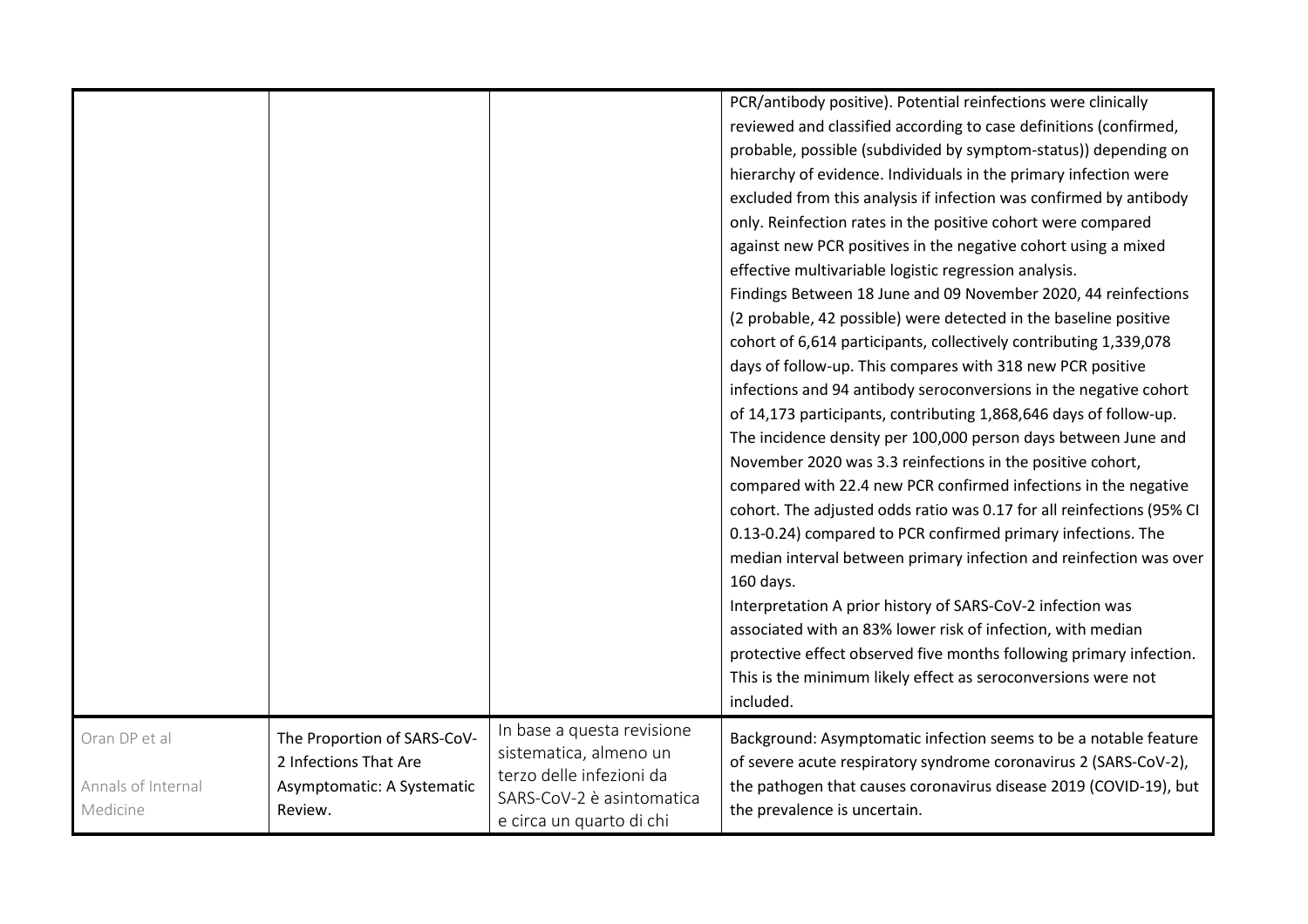| | | | |
|---|---|---|---|
| | | | PCR/antibody positive). Potential reinfections were clinically reviewed and classified according to case definitions (confirmed, probable, possible (subdivided by symptom-status)) depending on hierarchy of evidence. Individuals in the primary infection were excluded from this analysis if infection was confirmed by antibody only. Reinfection rates in the positive cohort were compared against new PCR positives in the negative cohort using a mixed effective multivariable logistic regression analysis.<br>Findings Between 18 June and 09 November 2020, 44 reinfections (2 probable, 42 possible) were detected in the baseline positive cohort of 6,614 participants, collectively contributing 1,339,078 days of follow-up. This compares with 318 new PCR positive infections and 94 antibody seroconversions in the negative cohort of 14,173 participants, contributing 1,868,646 days of follow-up. The incidence density per 100,000 person days between June and November 2020 was 3.3 reinfections in the positive cohort, compared with 22.4 new PCR confirmed infections in the negative cohort. The adjusted odds ratio was 0.17 for all reinfections (95% CI 0.13-0.24) compared to PCR confirmed primary infections. The median interval between primary infection and reinfection was over 160 days.<br>Interpretation A prior history of SARS-CoV-2 infection was associated with an 83% lower risk of infection, with median protective effect observed five months following primary infection. This is the minimum likely effect as seroconversions were not included. |
| Oran DP et al<br><br>Annals of Internal Medicine | The Proportion of SARS-CoV-2 Infections That Are Asymptomatic: A Systematic Review. | In base a questa revisione sistematica, almeno un terzo delle infezioni da SARS-CoV-2 è asintomatica e circa un quarto di chi | Background: Asymptomatic infection seems to be a notable feature of severe acute respiratory syndrome coronavirus 2 (SARS-CoV-2), the pathogen that causes coronavirus disease 2019 (COVID-19), but the prevalence is uncertain. |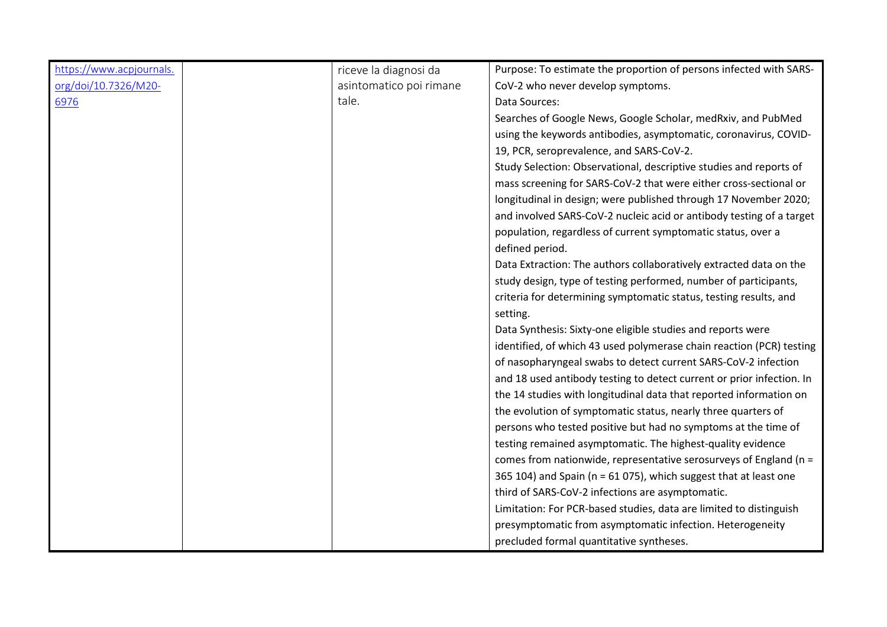| | | | |
|---|---|---|---|
| https://www.acpjournals.org/doi/10.7326/M20-6976 | | riceve la diagnosi da asintomatico poi rimane tale. | Purpose: To estimate the proportion of persons infected with SARS-CoV-2 who never develop symptoms.<br>Data Sources:<br>Searches of Google News, Google Scholar, medRxiv, and PubMed using the keywords antibodies, asymptomatic, coronavirus, COVID-19, PCR, seroprevalence, and SARS-CoV-2.<br>Study Selection: Observational, descriptive studies and reports of mass screening for SARS-CoV-2 that were either cross-sectional or longitudinal in design; were published through 17 November 2020; and involved SARS-CoV-2 nucleic acid or antibody testing of a target population, regardless of current symptomatic status, over a defined period.<br>Data Extraction: The authors collaboratively extracted data on the study design, type of testing performed, number of participants, criteria for determining symptomatic status, testing results, and setting.<br>Data Synthesis: Sixty-one eligible studies and reports were identified, of which 43 used polymerase chain reaction (PCR) testing of nasopharyngeal swabs to detect current SARS-CoV-2 infection and 18 used antibody testing to detect current or prior infection. In the 14 studies with longitudinal data that reported information on the evolution of symptomatic status, nearly three quarters of persons who tested positive but had no symptoms at the time of testing remained asymptomatic. The highest-quality evidence comes from nationwide, representative serosurveys of England (n = 365 104) and Spain (n = 61 075), which suggest that at least one third of SARS-CoV-2 infections are asymptomatic.<br>Limitation: For PCR-based studies, data are limited to distinguish presymptomatic from asymptomatic infection. Heterogeneity precluded formal quantitative syntheses. |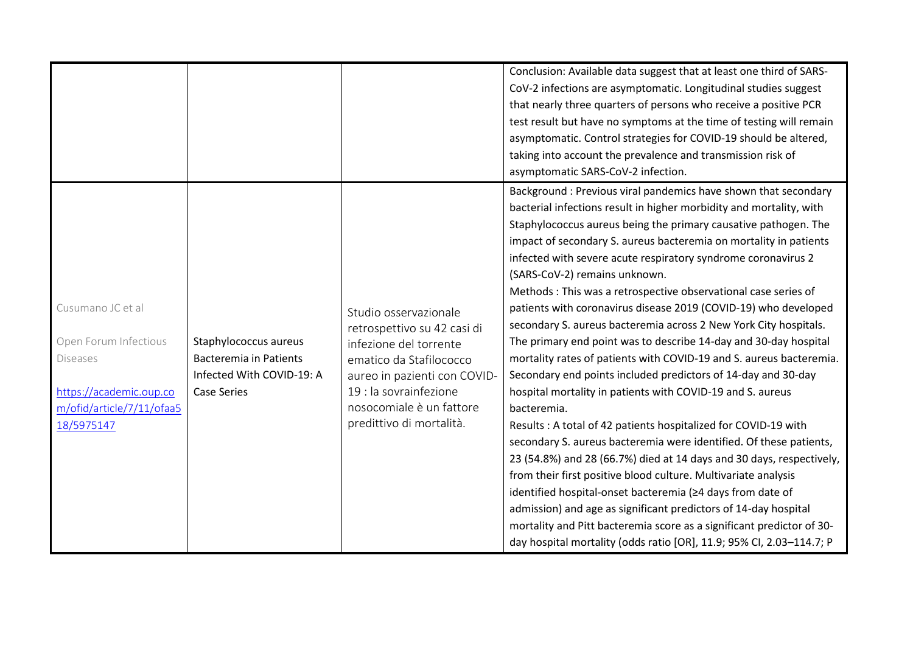| | | | |
|---|---|---|---|
| | | | Conclusion: Available data suggest that at least one third of SARS-CoV-2 infections are asymptomatic. Longitudinal studies suggest that nearly three quarters of persons who receive a positive PCR test result but have no symptoms at the time of testing will remain asymptomatic. Control strategies for COVID-19 should be altered, taking into account the prevalence and transmission risk of asymptomatic SARS-CoV-2 infection. |
| Cusumano JC et al<br><br>Open Forum Infectious Diseases<br><br>https://academic.oup.com/ofid/article/7/11/ofaa518/5975147 | Staphylococcus aureus Bacteremia in Patients Infected With COVID-19: A Case Series | Studio osservazionale retrospettivo su 42 casi di infezione del torrente ematico da Stafilococco aureo in pazienti con COVID-19 : la sovrainfezione nosocomiale è un fattore predittivo di mortalità. | Background : Previous viral pandemics have shown that secondary bacterial infections result in higher morbidity and mortality, with Staphylococcus aureus being the primary causative pathogen. The impact of secondary S. aureus bacteremia on mortality in patients infected with severe acute respiratory syndrome coronavirus 2 (SARS-CoV-2) remains unknown.<br>Methods : This was a retrospective observational case series of patients with coronavirus disease 2019 (COVID-19) who developed secondary S. aureus bacteremia across 2 New York City hospitals. The primary end point was to describe 14-day and 30-day hospital mortality rates of patients with COVID-19 and S. aureus bacteremia. Secondary end points included predictors of 14-day and 30-day hospital mortality in patients with COVID-19 and S. aureus bacteremia.<br>Results : A total of 42 patients hospitalized for COVID-19 with secondary S. aureus bacteremia were identified. Of these patients, 23 (54.8%) and 28 (66.7%) died at 14 days and 30 days, respectively, from their first positive blood culture. Multivariate analysis identified hospital-onset bacteremia (≥4 days from date of admission) and age as significant predictors of 14-day hospital mortality and Pitt bacteremia score as a significant predictor of 30-day hospital mortality (odds ratio [OR], 11.9; 95% CI, 2.03–114.7; P |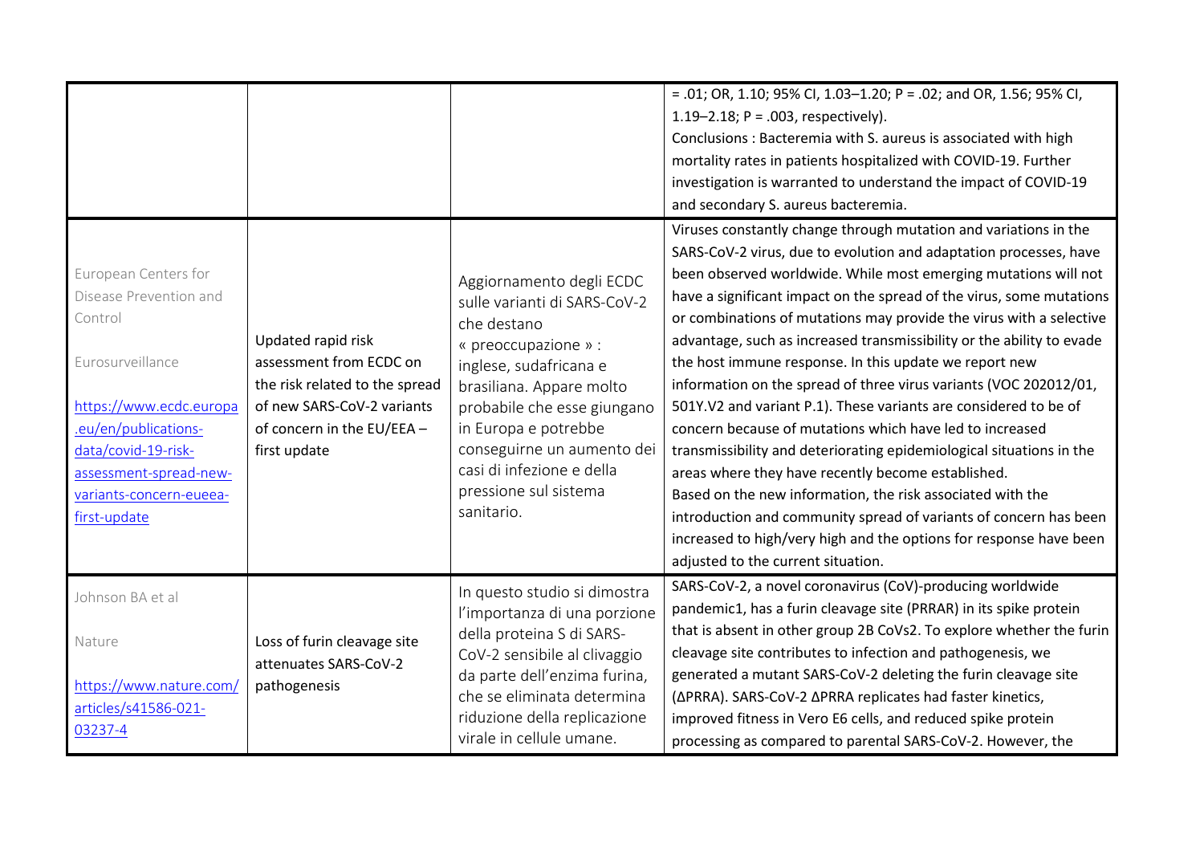| | | | |
|---|---|---|---|
| | | | = .01; OR, 1.10; 95% CI, 1.03–1.20; P = .02; and OR, 1.56; 95% CI, 1.19–2.18; P = .003, respectively).<br>Conclusions : Bacteremia with S. aureus is associated with high mortality rates in patients hospitalized with COVID-19. Further investigation is warranted to understand the impact of COVID-19 and secondary S. aureus bacteremia. |
| European Centers for Disease Prevention and Control<br><br>Eurosurveillance<br><br>https://www.ecdc.europa.eu/en/publications-data/covid-19-risk-assessment-spread-new-variants-concern-eueea-first-update | Updated rapid risk assessment from ECDC on the risk related to the spread of new SARS-CoV-2 variants of concern in the EU/EEA – first update | Aggiornamento degli ECDC sulle varianti di SARS-CoV-2 che destano « preoccupazione » : inglese, sudafricana e brasiliana. Appare molto probabile che esse giungano in Europa e potrebbe conseguirne un aumento dei casi di infezione e della pressione sul sistema sanitario. | Viruses constantly change through mutation and variations in the SARS-CoV-2 virus, due to evolution and adaptation processes, have been observed worldwide. While most emerging mutations will not have a significant impact on the spread of the virus, some mutations or combinations of mutations may provide the virus with a selective advantage, such as increased transmissibility or the ability to evade the host immune response. In this update we report new information on the spread of three virus variants (VOC 202012/01, 501Y.V2 and variant P.1). These variants are considered to be of concern because of mutations which have led to increased transmissibility and deteriorating epidemiological situations in the areas where they have recently become established.<br>Based on the new information, the risk associated with the introduction and community spread of variants of concern has been increased to high/very high and the options for response have been adjusted to the current situation. |
| Johnson BA et al<br><br>Nature<br><br>https://www.nature.com/articles/s41586-021-03237-4 | Loss of furin cleavage site attenuates SARS-CoV-2 pathogenesis | In questo studio si dimostra l'importanza di una porzione della proteina S di SARS-CoV-2 sensibile al clivaggio da parte dell'enzima furina, che se eliminata determina riduzione della replicazione virale in cellule umane. | SARS-CoV-2, a novel coronavirus (CoV)-producing worldwide pandemic1, has a furin cleavage site (PRRAR) in its spike protein that is absent in other group 2B CoVs2. To explore whether the furin cleavage site contributes to infection and pathogenesis, we generated a mutant SARS-CoV-2 deleting the furin cleavage site (ΔPRRA). SARS-CoV-2 ΔPRRA replicates had faster kinetics, improved fitness in Vero E6 cells, and reduced spike protein processing as compared to parental SARS-CoV-2. However, the |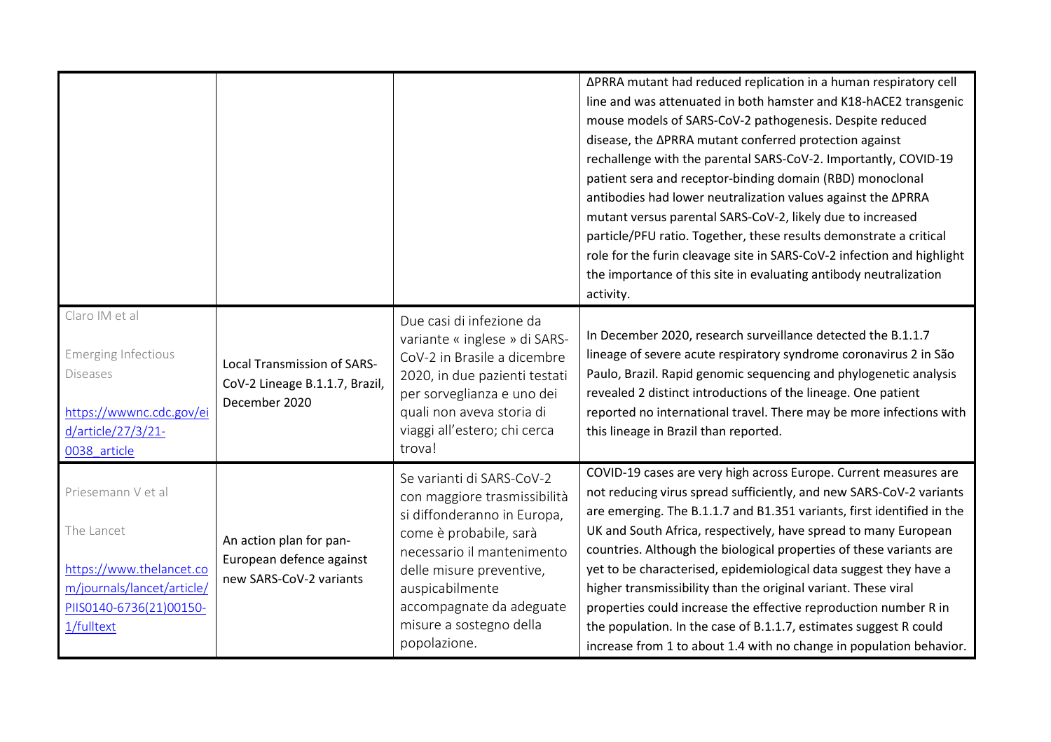| | | | |
|---|---|---|---|
| | | | ΔPRRA mutant had reduced replication in a human respiratory cell line and was attenuated in both hamster and K18-hACE2 transgenic mouse models of SARS-CoV-2 pathogenesis. Despite reduced disease, the ΔPRRA mutant conferred protection against rechallenge with the parental SARS-CoV-2. Importantly, COVID-19 patient sera and receptor-binding domain (RBD) monoclonal antibodies had lower neutralization values against the ΔPRRA mutant versus parental SARS-CoV-2, likely due to increased particle/PFU ratio. Together, these results demonstrate a critical role for the furin cleavage site in SARS-CoV-2 infection and highlight the importance of this site in evaluating antibody neutralization activity. |
| Claro IM et al<br><br>Emerging Infectious Diseases<br><br>[https://wwwnc.cdc.gov/eid/article/27/3/21-0038_article](https://wwwnc.cdc.gov/eid/article/27/3/21-0038_article) | Local Transmission of SARS-CoV-2 Lineage B.1.1.7, Brazil, December 2020 | Due casi di infezione da variante « inglese » di SARS-CoV-2 in Brasile a dicembre 2020, in due pazienti testati per sorveglianza e uno dei quali non aveva storia di viaggi all'estero; chi cerca trova! | In December 2020, research surveillance detected the B.1.1.7 lineage of severe acute respiratory syndrome coronavirus 2 in São Paulo, Brazil. Rapid genomic sequencing and phylogenetic analysis revealed 2 distinct introductions of the lineage. One patient reported no international travel. There may be more infections with this lineage in Brazil than reported. |
| Priesemann V et al<br><br>The Lancet<br><br>[https://www.thelancet.com/journals/lancet/article/PIIS0140-6736(21)00150-1/fulltext](https://www.thelancet.com/journals/lancet/article/PIIS0140-6736(21)00150-1/fulltext) | An action plan for pan-European defence against new SARS-CoV-2 variants | Se varianti di SARS-CoV-2 con maggiore trasmissibilità si diffonderanno in Europa, come è probabile, sarà necessario il mantenimento delle misure preventive, auspicabilmente accompagnate da adeguate misure a sostegno della popolazione. | COVID-19 cases are very high across Europe. Current measures are not reducing virus spread sufficiently, and new SARS-CoV-2 variants are emerging. The B.1.1.7 and B1.351 variants, first identified in the UK and South Africa, respectively, have spread to many European countries. Although the biological properties of these variants are yet to be characterised, epidemiological data suggest they have a higher transmissibility than the original variant. These viral properties could increase the effective reproduction number R in the population. In the case of B.1.1.7, estimates suggest R could increase from 1 to about 1.4 with no change in population behavior. |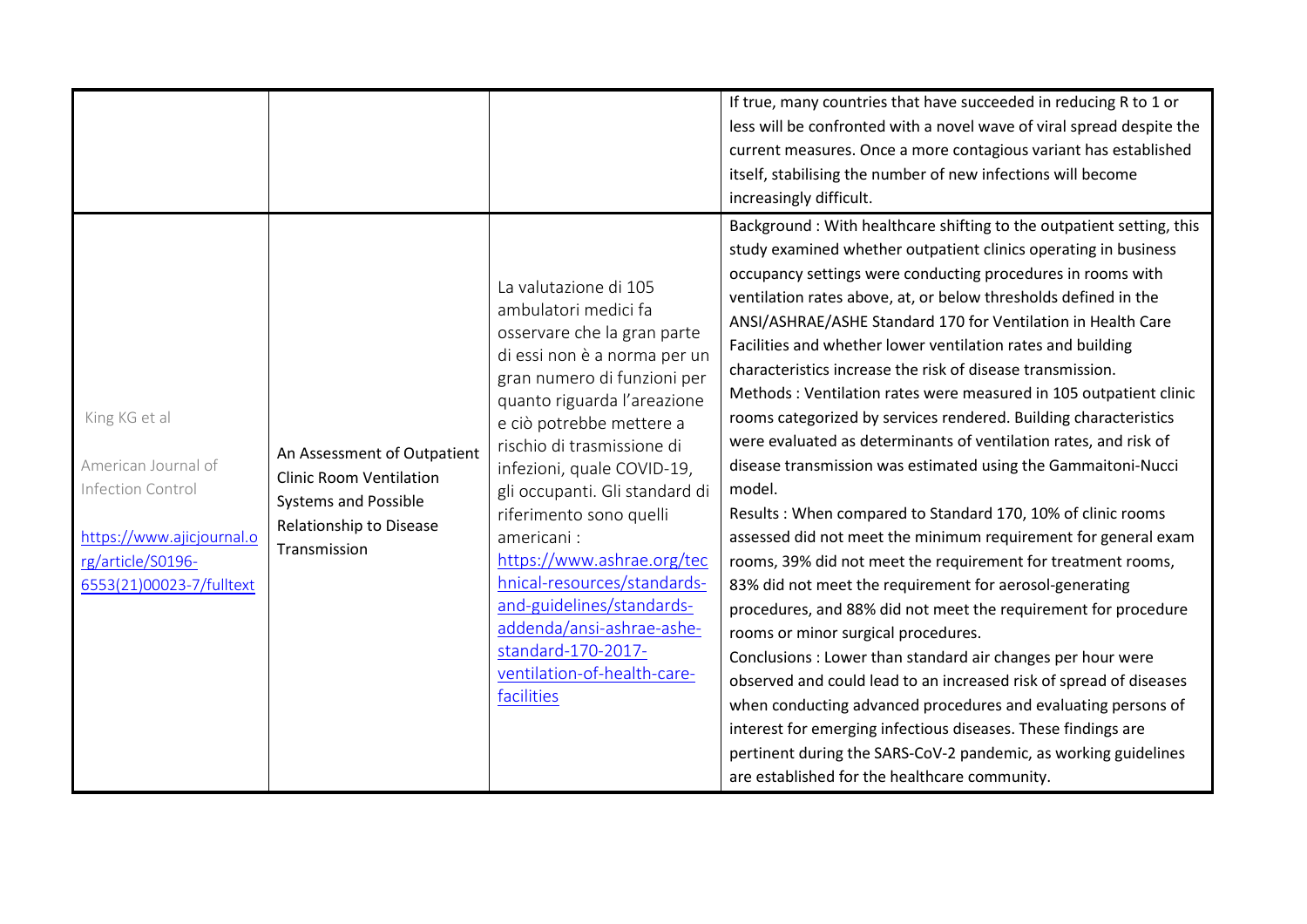| | | | |
|---|---|---|---|
| | | | If true, many countries that have succeeded in reducing R to 1 or less will be confronted with a novel wave of viral spread despite the current measures. Once a more contagious variant has established itself, stabilising the number of new infections will become increasingly difficult. |
| King KG et al<br><br>American Journal of Infection Control<br><br>https://www.ajicjournal.org/article/S0196-6553(21)00023-7/fulltext | An Assessment of Outpatient Clinic Room Ventilation Systems and Possible Relationship to Disease Transmission | La valutazione di 105 ambulatori medici fa osservare che la gran parte di essi non è a norma per un gran numero di funzioni per quanto riguarda l'areazione e ciò potrebbe mettere a rischio di trasmissione di infezioni, quale COVID-19, gli occupanti. Gli standard di riferimento sono quelli americani : https://www.ashrae.org/technical-resources/standards-and-guidelines/standards-addenda/ansi-ashrae-ashe-standard-170-2017-ventilation-of-health-care-facilities | Background : With healthcare shifting to the outpatient setting, this study examined whether outpatient clinics operating in business occupancy settings were conducting procedures in rooms with ventilation rates above, at, or below thresholds defined in the ANSI/ASHRAE/ASHE Standard 170 for Ventilation in Health Care Facilities and whether lower ventilation rates and building characteristics increase the risk of disease transmission.<br>Methods : Ventilation rates were measured in 105 outpatient clinic rooms categorized by services rendered. Building characteristics were evaluated as determinants of ventilation rates, and risk of disease transmission was estimated using the Gammaitoni-Nucci model.<br>Results : When compared to Standard 170, 10% of clinic rooms assessed did not meet the minimum requirement for general exam rooms, 39% did not meet the requirement for treatment rooms, 83% did not meet the requirement for aerosol-generating procedures, and 88% did not meet the requirement for procedure rooms or minor surgical procedures.<br>Conclusions : Lower than standard air changes per hour were observed and could lead to an increased risk of spread of diseases when conducting advanced procedures and evaluating persons of interest for emerging infectious diseases. These findings are pertinent during the SARS-CoV-2 pandemic, as working guidelines are established for the healthcare community. |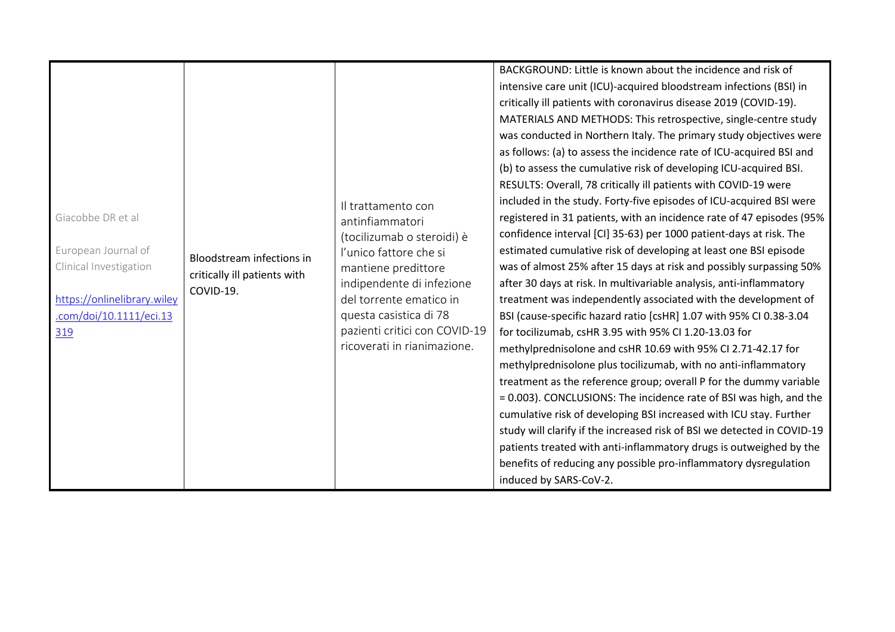| | | | |
|---|---|---|---|
| Giacobbe DR et al<br><br>European Journal of Clinical Investigation<br><br>[https://onlinelibrary.wiley.com/doi/10.1111/eci.13319](https://onlinelibrary.wiley.com/doi/10.1111/eci.13319) | Bloodstream infections in critically ill patients with COVID-19. | Il trattamento con antinfiammatori (tocilizumab o steroidi) è l'unico fattore che si mantiene predittore indipendente di infezione del torrente ematico in questa casistica di 78 pazienti critici con COVID-19 ricoverati in rianimazione. | BACKGROUND: Little is known about the incidence and risk of intensive care unit (ICU)-acquired bloodstream infections (BSI) in critically ill patients with coronavirus disease 2019 (COVID-19). MATERIALS AND METHODS: This retrospective, single-centre study was conducted in Northern Italy. The primary study objectives were as follows: (a) to assess the incidence rate of ICU-acquired BSI and (b) to assess the cumulative risk of developing ICU-acquired BSI. RESULTS: Overall, 78 critically ill patients with COVID-19 were included in the study. Forty-five episodes of ICU-acquired BSI were registered in 31 patients, with an incidence rate of 47 episodes (95% confidence interval [CI] 35-63) per 1000 patient-days at risk. The estimated cumulative risk of developing at least one BSI episode was of almost 25% after 15 days at risk and possibly surpassing 50% after 30 days at risk. In multivariable analysis, anti-inflammatory treatment was independently associated with the development of BSI (cause-specific hazard ratio [csHR] 1.07 with 95% CI 0.38-3.04 for tocilizumab, csHR 3.95 with 95% CI 1.20-13.03 for methylprednisolone and csHR 10.69 with 95% CI 2.71-42.17 for methylprednisolone plus tocilizumab, with no anti-inflammatory treatment as the reference group; overall P for the dummy variable = 0.003). CONCLUSIONS: The incidence rate of BSI was high, and the cumulative risk of developing BSI increased with ICU stay. Further study will clarify if the increased risk of BSI we detected in COVID-19 patients treated with anti-inflammatory drugs is outweighed by the benefits of reducing any possible pro-inflammatory dysregulation induced by SARS-CoV-2. |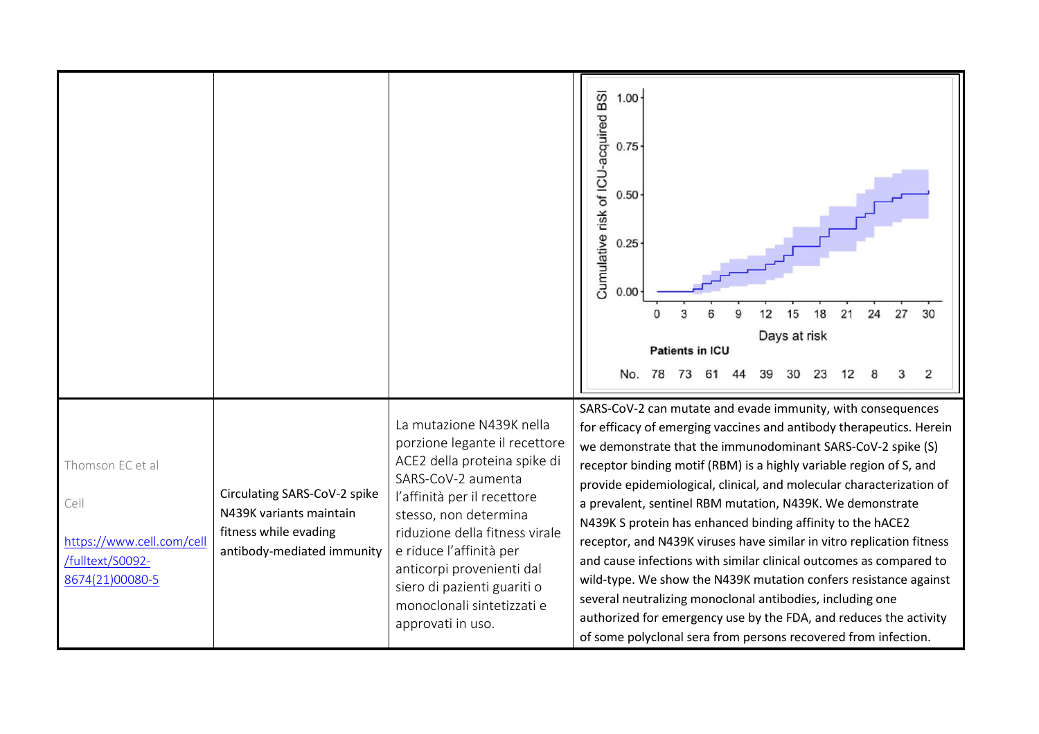| | | | |
|---|---|---|---|
| | | | |
| Thomson EC et al<br><br>Cell<br><br>https://www.cell.com/cell/fulltext/S0092-8674(21)00080-5 | Circulating SARS-CoV-2 spike N439K variants maintain fitness while evading antibody-mediated immunity | La mutazione N439K nella porzione legante il recettore ACE2 della proteina spike di SARS-CoV-2 aumenta l'affinità per il recettore stesso, non determina riduzione della fitness virale e riduce l'affinità per anticorpi provenienti dal siero di pazienti guariti o monoclonali sintetizzati e approvati in uso. | SARS-CoV-2 can mutate and evade immunity, with consequences for efficacy of emerging vaccines and antibody therapeutics. Herein we demonstrate that the immunodominant SARS-CoV-2 spike (S) receptor binding motif (RBM) is a highly variable region of S, and provide epidemiological, clinical, and molecular characterization of a prevalent, sentinel RBM mutation, N439K. We demonstrate N439K S protein has enhanced binding affinity to the hACE2 receptor, and N439K viruses have similar in vitro replication fitness and cause infections with similar clinical outcomes as compared to wild-type. We show the N439K mutation confers resistance against several neutralizing monoclonal antibodies, including one authorized for emergency use by the FDA, and reduces the activity of some polyclonal sera from persons recovered from infection. |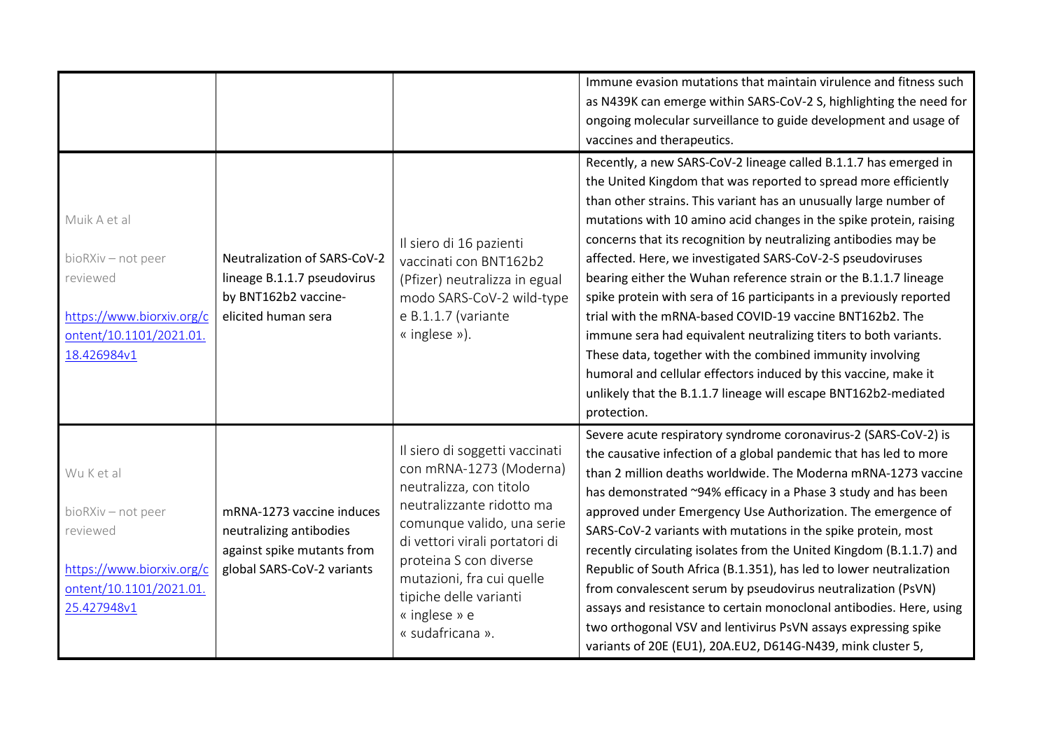| | | | |
|---|---|---|---|
| | | | Immune evasion mutations that maintain virulence and fitness such as N439K can emerge within SARS-CoV-2 S, highlighting the need for ongoing molecular surveillance to guide development and usage of vaccines and therapeutics. |
| Muik A et al<br><br>bioRXiv – not peer reviewed<br><br>[https://www.biorxiv.org/content/10.1101/2021.01.18.426984v1](https://www.biorxiv.org/content/10.1101/2021.01.18.426984v1) | Neutralization of SARS-CoV-2 lineage B.1.1.7 pseudovirus by BNT162b2 vaccine-elicited human sera | Il siero di 16 pazienti vaccinati con BNT162b2 (Pfizer) neutralizza in egual modo SARS-CoV-2 wild-type e B.1.1.7 (variante « inglese »). | Recently, a new SARS-CoV-2 lineage called B.1.1.7 has emerged in the United Kingdom that was reported to spread more efficiently than other strains. This variant has an unusually large number of mutations with 10 amino acid changes in the spike protein, raising concerns that its recognition by neutralizing antibodies may be affected. Here, we investigated SARS-CoV-2-S pseudoviruses bearing either the Wuhan reference strain or the B.1.1.7 lineage spike protein with sera of 16 participants in a previously reported trial with the mRNA-based COVID-19 vaccine BNT162b2. The immune sera had equivalent neutralizing titers to both variants. These data, together with the combined immunity involving humoral and cellular effectors induced by this vaccine, make it unlikely that the B.1.1.7 lineage will escape BNT162b2-mediated protection. |
| Wu K et al<br><br>bioRXiv – not peer reviewed<br><br>[https://www.biorxiv.org/content/10.1101/2021.01.25.427948v1](https://www.biorxiv.org/content/10.1101/2021.01.25.427948v1) | mRNA-1273 vaccine induces neutralizing antibodies against spike mutants from global SARS-CoV-2 variants | Il siero di soggetti vaccinati con mRNA-1273 (Moderna) neutralizza, con titolo neutralizzante ridotto ma comunque valido, una serie di vettori virali portatori di proteina S con diverse mutazioni, fra cui quelle tipiche delle varianti « inglese » e « sudafricana ». | Severe acute respiratory syndrome coronavirus-2 (SARS-CoV-2) is the causative infection of a global pandemic that has led to more than 2 million deaths worldwide. The Moderna mRNA-1273 vaccine has demonstrated ~94% efficacy in a Phase 3 study and has been approved under Emergency Use Authorization. The emergence of SARS-CoV-2 variants with mutations in the spike protein, most recently circulating isolates from the United Kingdom (B.1.1.7) and Republic of South Africa (B.1.351), has led to lower neutralization from convalescent serum by pseudovirus neutralization (PsVN) assays and resistance to certain monoclonal antibodies. Here, using two orthogonal VSV and lentivirus PsVN assays expressing spike variants of 20E (EU1), 20A.EU2, D614G-N439, mink cluster 5, |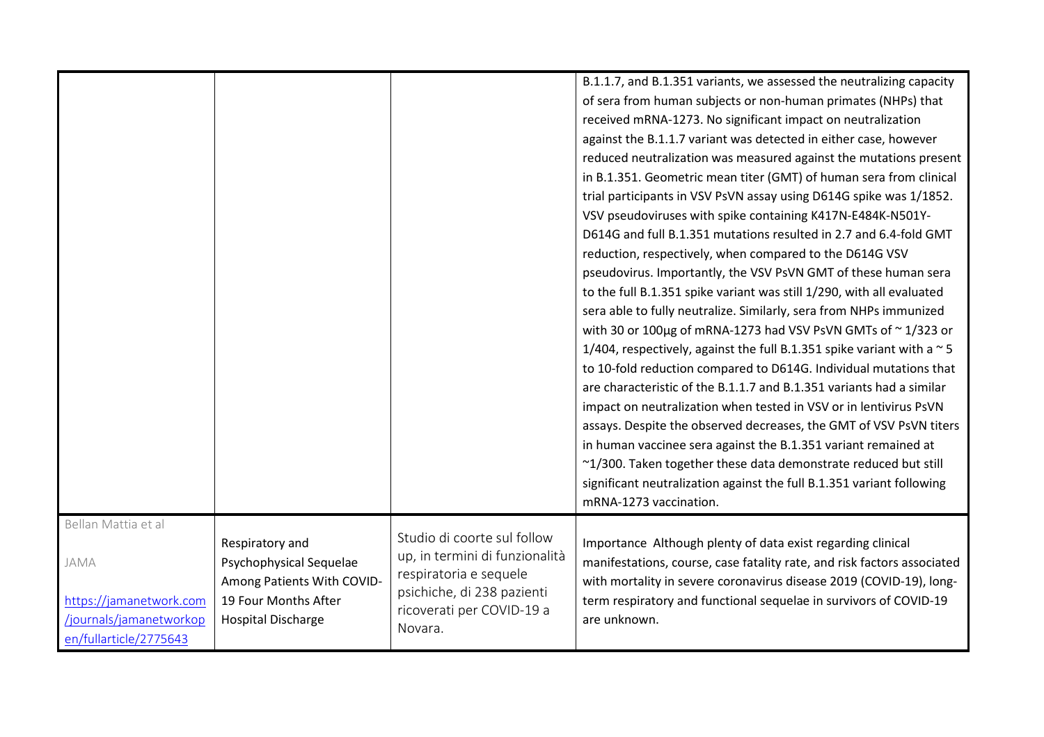| | | | |
|---|---|---|---|
| | | | B.1.1.7, and B.1.351 variants, we assessed the neutralizing capacity of sera from human subjects or non-human primates (NHPs) that received mRNA-1273. No significant impact on neutralization against the B.1.1.7 variant was detected in either case, however reduced neutralization was measured against the mutations present in B.1.351. Geometric mean titer (GMT) of human sera from clinical trial participants in VSV PsVN assay using D614G spike was 1/1852. VSV pseudoviruses with spike containing K417N-E484K-N501Y-D614G and full B.1.351 mutations resulted in 2.7 and 6.4-fold GMT reduction, respectively, when compared to the D614G VSV pseudovirus. Importantly, the VSV PsVN GMT of these human sera to the full B.1.351 spike variant was still 1/290, with all evaluated sera able to fully neutralize. Similarly, sera from NHPs immunized with 30 or 100µg of mRNA-1273 had VSV PsVN GMTs of ~ 1/323 or 1/404, respectively, against the full B.1.351 spike variant with a ~ 5 to 10-fold reduction compared to D614G. Individual mutations that are characteristic of the B.1.1.7 and B.1.351 variants had a similar impact on neutralization when tested in VSV or in lentivirus PsVN assays. Despite the observed decreases, the GMT of VSV PsVN titers in human vaccinee sera against the B.1.351 variant remained at ~1/300. Taken together these data demonstrate reduced but still significant neutralization against the full B.1.351 variant following mRNA-1273 vaccination. |
| Bellan Mattia et al<br><br>JAMA<br><br>https://jamanetwork.com/journals/jamanetworkopen/fullarticle/2775643 | Respiratory and Psychophysical Sequelae Among Patients With COVID-19 Four Months After Hospital Discharge | Studio di coorte sul follow up, in termini di funzionalità respiratoria e sequele psichiche, di 238 pazienti ricoverati per COVID-19 a Novara. | Importance Although plenty of data exist regarding clinical manifestations, course, case fatality rate, and risk factors associated with mortality in severe coronavirus disease 2019 (COVID-19), long-term respiratory and functional sequelae in survivors of COVID-19 are unknown. |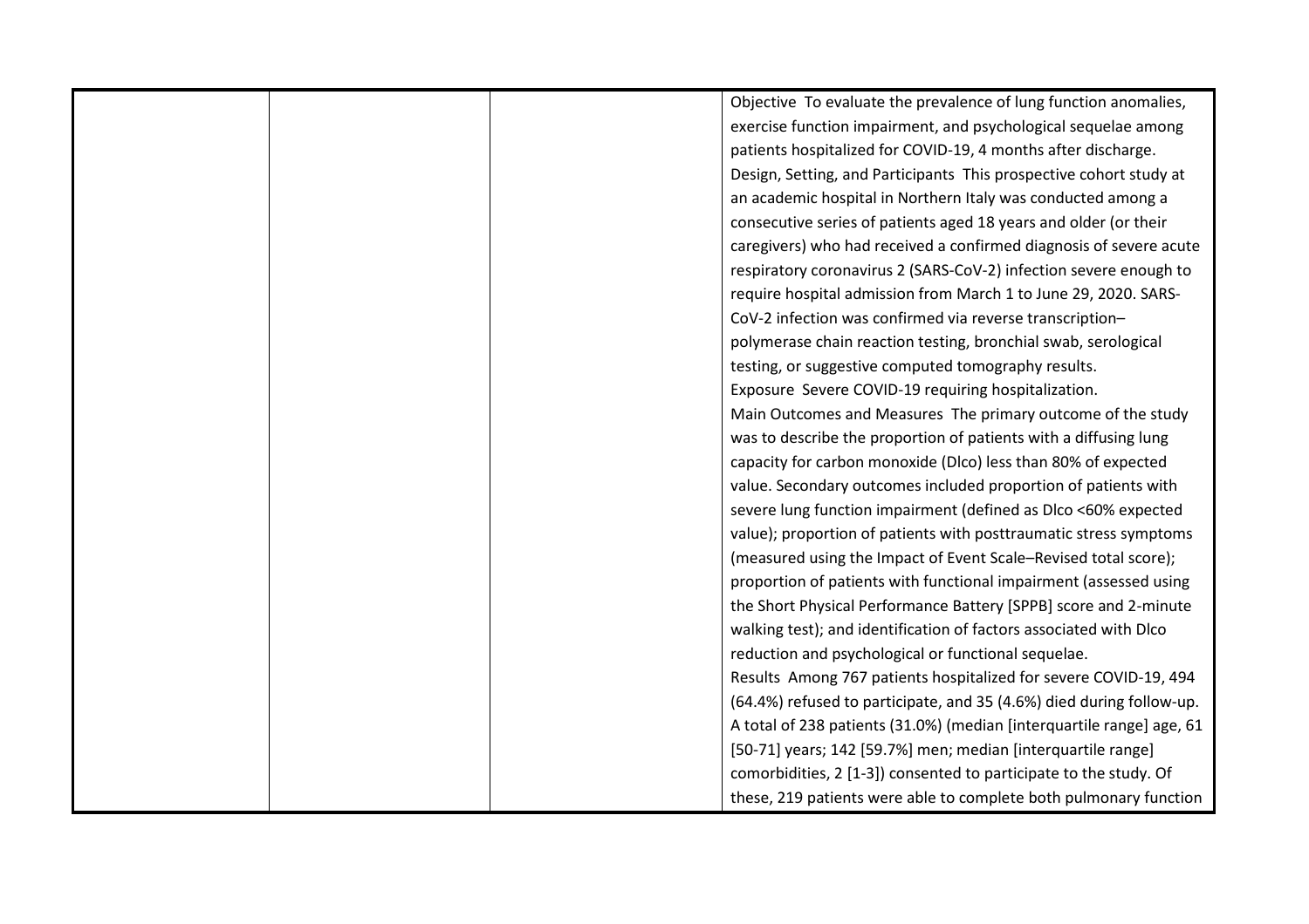|  |  |  | Objective To evaluate the prevalence of lung function anomalies, exercise function impairment, and psychological sequelae among patients hospitalized for COVID-19, 4 months after discharge. Design, Setting, and Participants This prospective cohort study at an academic hospital in Northern Italy was conducted among a consecutive series of patients aged 18 years and older (or their caregivers) who had received a confirmed diagnosis of severe acute respiratory coronavirus 2 (SARS-CoV-2) infection severe enough to require hospital admission from March 1 to June 29, 2020. SARS-CoV-2 infection was confirmed via reverse transcription–polymerase chain reaction testing, bronchial swab, serological testing, or suggestive computed tomography results. Exposure Severe COVID-19 requiring hospitalization. Main Outcomes and Measures The primary outcome of the study was to describe the proportion of patients with a diffusing lung capacity for carbon monoxide (Dlco) less than 80% of expected value. Secondary outcomes included proportion of patients with severe lung function impairment (defined as Dlco <60% expected value); proportion of patients with posttraumatic stress symptoms (measured using the Impact of Event Scale–Revised total score); proportion of patients with functional impairment (assessed using the Short Physical Performance Battery [SPPB] score and 2-minute walking test); and identification of factors associated with Dlco reduction and psychological or functional sequelae. Results Among 767 patients hospitalized for severe COVID-19, 494 (64.4%) refused to participate, and 35 (4.6%) died during follow-up. A total of 238 patients (31.0%) (median [interquartile range] age, 61 [50-71] years; 142 [59.7%] men; median [interquartile range] comorbidities, 2 [1-3]) consented to participate to the study. Of these, 219 patients were able to complete both pulmonary function |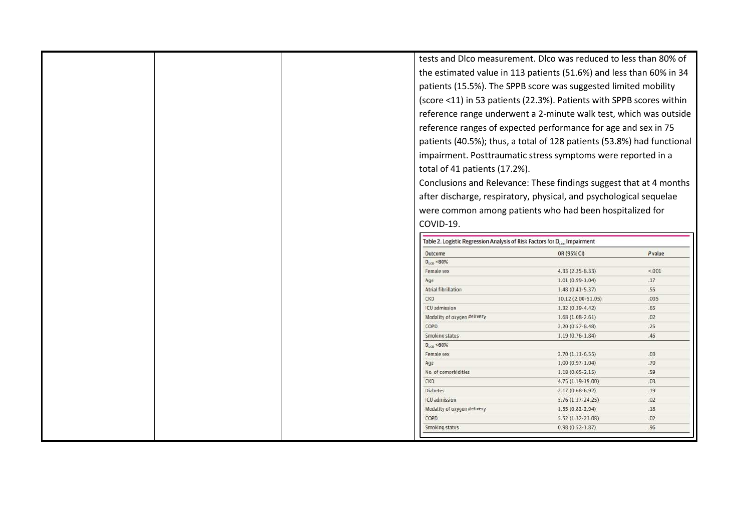tests and Dlco measurement. Dlco was reduced to less than 80% of the estimated value in 113 patients (51.6%) and less than 60% in 34 patients (15.5%). The SPPB score was suggested limited mobility (score <11) in 53 patients (22.3%). Patients with SPPB scores within reference range underwent a 2-minute walk test, which was outside reference ranges of expected performance for age and sex in 75 patients (40.5%); thus, a total of 128 patients (53.8%) had functional impairment. Posttraumatic stress symptoms were reported in a total of 41 patients (17.2%).

Conclusions and Relevance: These findings suggest that at 4 months after discharge, respiratory, physical, and psychological sequelae were common among patients who had been hospitalized for COVID-19.

Table 2. Logistic Regression Analysis of Risk Factors for $D_{LCO}$ Impairment

| Outcome | OR (95% CI) | P value |
|---|---|---|
| $D_{LCO}$ <80% | | |
| Female sex | 4.33 (2.25-8.33) | <.001 |
| Age | 1.01 (0.99-1.04) | .17 |
| Atrial fibrillation | 1.48 (0.41-5.37) | .55 |
| CKD | 10.12 (2.00-51.05) | .005 |
| ICU admission | 1.32 (0.39-4.42) | .65 |
| Modality of oxygen delivery | 1.68 (1.08-2.61) | .02 |
| COPD | 2.20 (0.57-8.48) | .25 |
| Smoking status | 1.19 (0.76-1.84) | .45 |
| $D_{LCO}$ <60% | | |
| Female sex | 2.70 (1.11-6.55) | .03 |
| Age | 1.00 (0.97-1.04) | .70 |
| No. of comorbidities | 1.18 (0.65-2.15) | .59 |
| CKD | 4.75 (1.19-19.00) | .03 |
| Diabetes | 2.17 (0.68-6.92) | .19 |
| ICU admission | 5.76 (1.37-24.25) | .02 |
| Modality of oxygen delivery | 1.55 (0.82-2.94) | .18 |
| COPD | 5.52 (1.32-23.08) | .02 |
| Smoking status | 0.98 (0.52-1.87) | .96 |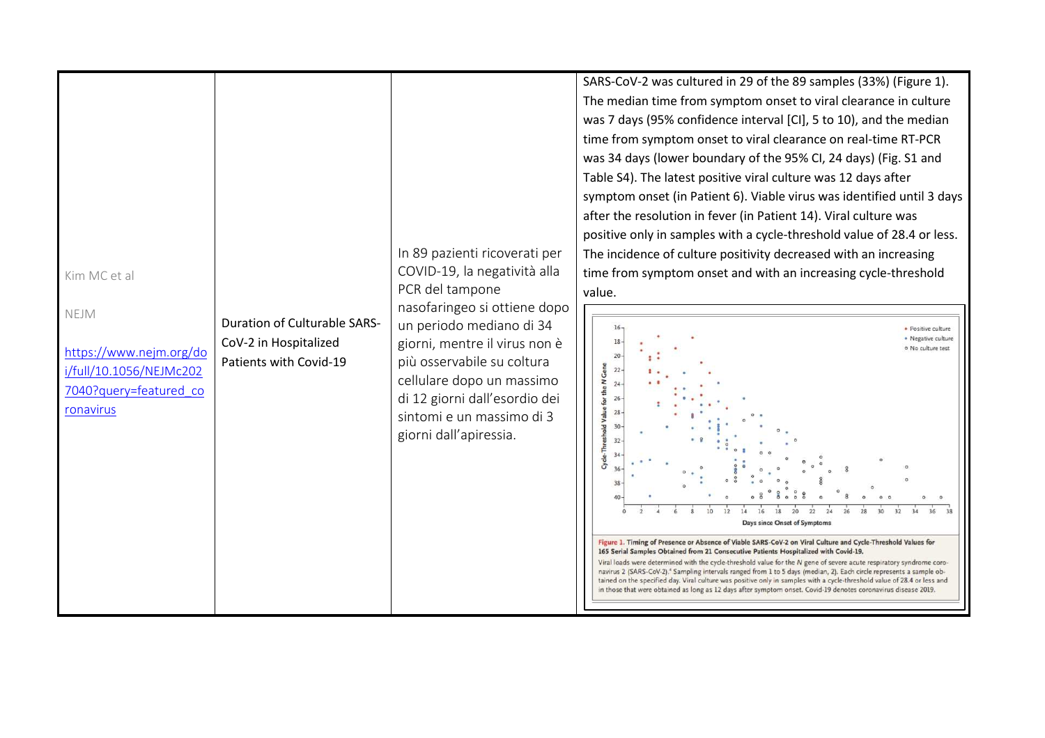| | | | |
|---|---|---|---|
| Kim MC et al<br><br>NEJM<br><br>[https://www.nejm.org/doi/full/10.1056/NEJMc2027040?query=featured_coronavirus](https://www.nejm.org/doi/full/10.1056/NEJMc2027040?query=featured_coronavirus) | Duration of Culturable SARS-CoV-2 in Hospitalized Patients with Covid-19 | In 89 pazienti ricoverati per COVID-19, la negatività alla PCR del tampone nasofaringeo si ottiene dopo un periodo mediano di 34 giorni, mentre il virus non è più osservabile su coltura cellulare dopo un massimo di 12 giorni dall'esordio dei sintomi e un massimo di 3 giorni dall'apiressia. | SARS-CoV-2 was cultured in 29 of the 89 samples (33%) (Figure 1). The median time from symptom onset to viral clearance in culture was 7 days (95% confidence interval [CI], 5 to 10), and the median time from symptom onset to viral clearance on real-time RT-PCR was 34 days (lower boundary of the 95% CI, 24 days) (Fig. S1 and Table S4). The latest positive viral culture was 12 days after symptom onset (in Patient 6). Viable virus was identified until 3 days after the resolution in fever (in Patient 14). Viral culture was positive only in samples with a cycle-threshold value of 28.4 or less. The incidence of culture positivity decreased with an increasing time from symptom onset and with an increasing cycle-threshold value.<br><br>Figure 1. Timing of Presence or Absence of Viable SARS-CoV-2 on Viral Culture and Cycle-Threshold Values for 165 Serial Samples Obtained from 21 Consecutive Patients Hospitalized with Covid-19.<br>Viral loads were determined with the cycle-threshold value for the N gene of severe acute respiratory syndrome coronavirus 2 (SARS-CoV-2).[4] Sampling intervals ranged from 1 to 5 days (median, 2). Each circle represents a sample obtained on the specified day. Viral culture was positive only in samples with a cycle-threshold value of 28.4 or less and in those that were obtained as long as 12 days after symptom onset. Covid-19 denotes coronavirus disease 2019. |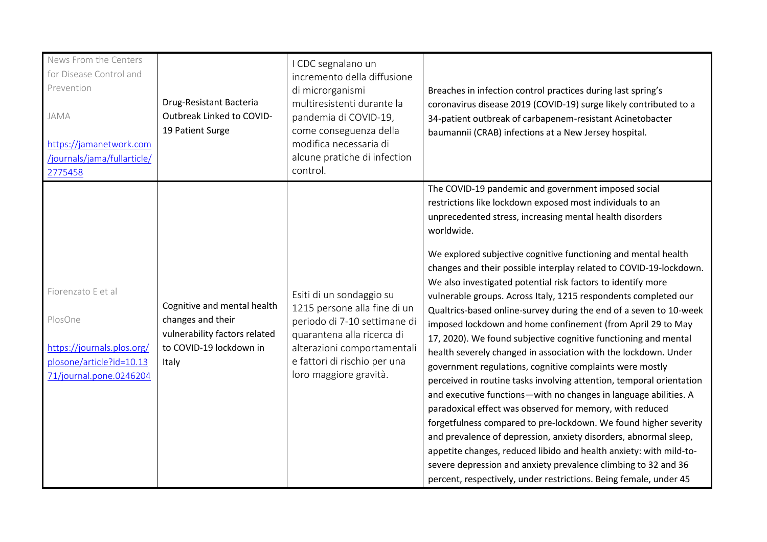| | | | |
|---|---|---|---|
| News From the Centers for Disease Control and Prevention<br><br>JAMA<br><br>https://jamanetwork.com/journals/jama/fullarticle/2775458 | Drug-Resistant Bacteria Outbreak Linked to COVID-19 Patient Surge | I CDC segnalano un incremento della diffusione di microrganismi multiresistenti durante la pandemia di COVID-19, come conseguenza della modifica necessaria di alcune pratiche di infection control. | Breaches in infection control practices during last spring's coronavirus disease 2019 (COVID-19) surge likely contributed to a 34-patient outbreak of carbapenem-resistant Acinetobacter baumannii (CRAB) infections at a New Jersey hospital. |
| Fiorenzato E et al<br><br>PlosOne<br><br>https://journals.plos.org/plosone/article?id=10.1371/journal.pone.0246204 | Cognitive and mental health changes and their vulnerability factors related to COVID-19 lockdown in Italy | Esiti di un sondaggio su 1215 persone alla fine di un periodo di 7-10 settimane di quarantena alla ricerca di alterazioni comportamentali e fattori di rischio per una loro maggiore gravità. | The COVID-19 pandemic and government imposed social restrictions like lockdown exposed most individuals to an unprecedented stress, increasing mental health disorders worldwide.<br><br>We explored subjective cognitive functioning and mental health changes and their possible interplay related to COVID-19-lockdown. We also investigated potential risk factors to identify more vulnerable groups. Across Italy, 1215 respondents completed our Qualtrics-based online-survey during the end of a seven to 10-week imposed lockdown and home confinement (from April 29 to May 17, 2020). We found subjective cognitive functioning and mental health severely changed in association with the lockdown. Under government regulations, cognitive complaints were mostly perceived in routine tasks involving attention, temporal orientation and executive functions—with no changes in language abilities. A paradoxical effect was observed for memory, with reduced forgetfulness compared to pre-lockdown. We found higher severity and prevalence of depression, anxiety disorders, abnormal sleep, appetite changes, reduced libido and health anxiety: with mild-to-severe depression and anxiety prevalence climbing to 32 and 36 percent, respectively, under restrictions. Being female, under 45 |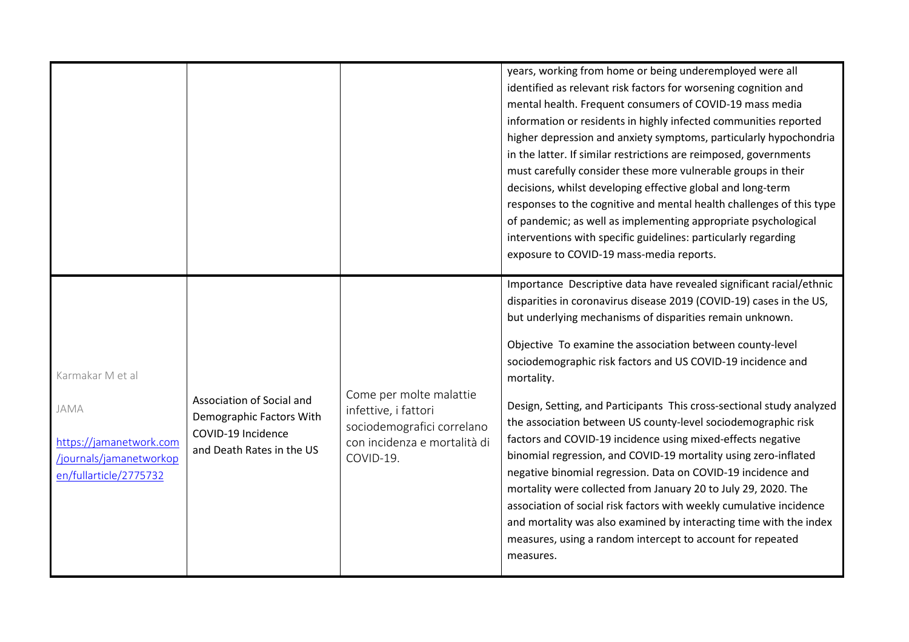| | | | |
|---|---|---|---|
| | | | years, working from home or being underemployed were all identified as relevant risk factors for worsening cognition and mental health. Frequent consumers of COVID-19 mass media information or residents in highly infected communities reported higher depression and anxiety symptoms, particularly hypochondria in the latter. If similar restrictions are reimposed, governments must carefully consider these more vulnerable groups in their decisions, whilst developing effective global and long-term responses to the cognitive and mental health challenges of this type of pandemic; as well as implementing appropriate psychological interventions with specific guidelines: particularly regarding exposure to COVID-19 mass-media reports. |
| Karmakar M et al<br><br>JAMA<br><br>https://jamanetwork.com/journals/jamanetworkopen/fullarticle/2775732 | Association of Social and Demographic Factors With COVID-19 Incidence and Death Rates in the US | Come per molte malattie infettive, i fattori sociodemografici correlano con incidenza e mortalità di COVID-19. | Importance Descriptive data have revealed significant racial/ethnic disparities in coronavirus disease 2019 (COVID-19) cases in the US, but underlying mechanisms of disparities remain unknown.<br><br>Objective To examine the association between county-level sociodemographic risk factors and US COVID-19 incidence and mortality.<br><br>Design, Setting, and Participants This cross-sectional study analyzed the association between US county-level sociodemographic risk factors and COVID-19 incidence using mixed-effects negative binomial regression, and COVID-19 mortality using zero-inflated negative binomial regression. Data on COVID-19 incidence and mortality were collected from January 20 to July 29, 2020. The association of social risk factors with weekly cumulative incidence and mortality was also examined by interacting time with the index measures, using a random intercept to account for repeated measures. |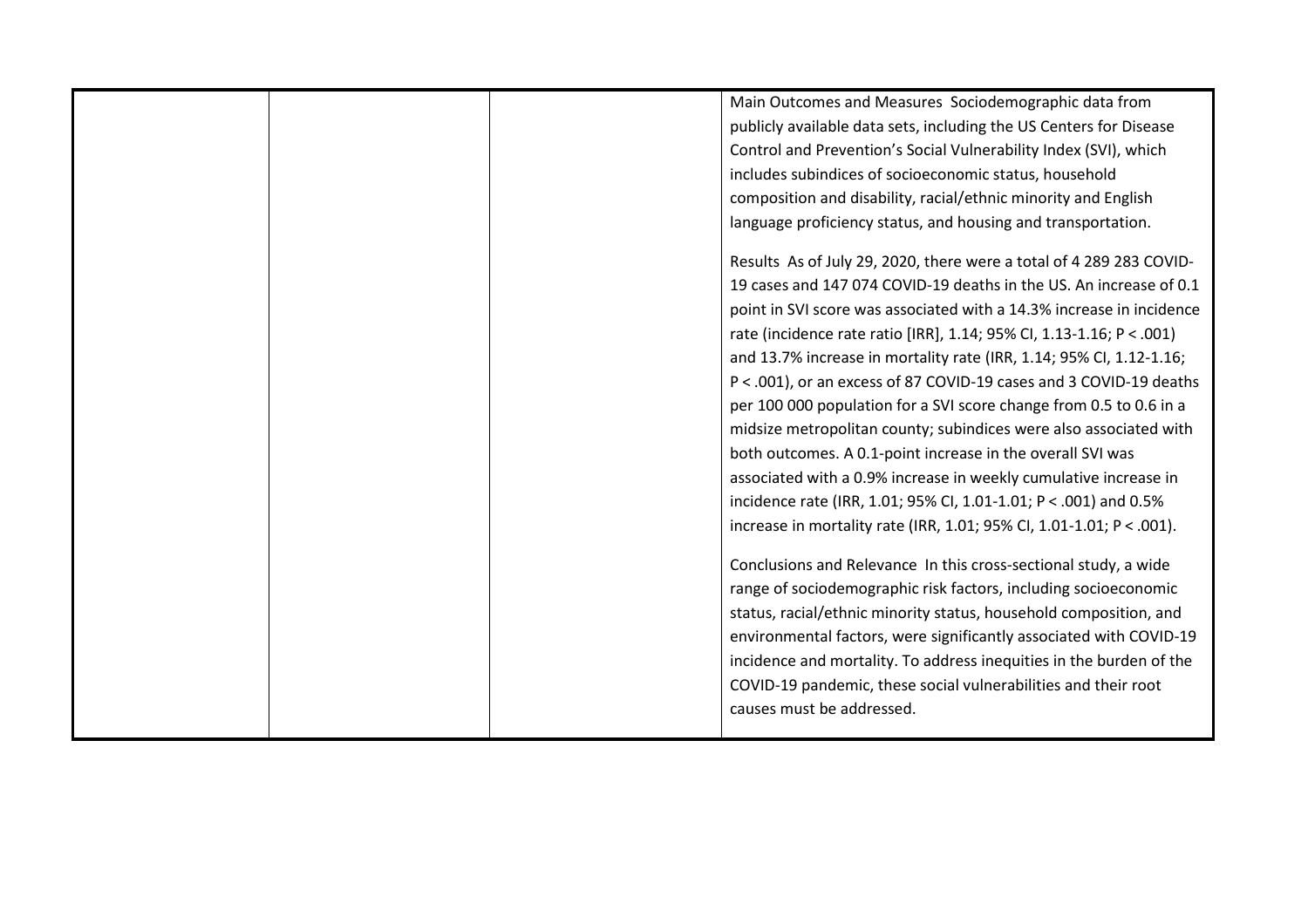|  |  |  | Main Outcomes and Measures Sociodemographic data from publicly available data sets, including the US Centers for Disease Control and Prevention's Social Vulnerability Index (SVI), which includes subindices of socioeconomic status, household composition and disability, racial/ethnic minority and English language proficiency status, and housing and transportation.<br><br>Results As of July 29, 2020, there were a total of 4 289 283 COVID-19 cases and 147 074 COVID-19 deaths in the US. An increase of 0.1 point in SVI score was associated with a 14.3% increase in incidence rate (incidence rate ratio [IRR], 1.14; 95% CI, 1.13-1.16; $P < .001$) and 13.7% increase in mortality rate (IRR, 1.14; 95% CI, 1.12-1.16; $P < .001$), or an excess of 87 COVID-19 cases and 3 COVID-19 deaths per 100 000 population for a SVI score change from 0.5 to 0.6 in a midsize metropolitan county; subindices were also associated with both outcomes. A 0.1-point increase in the overall SVI was associated with a 0.9% increase in weekly cumulative increase in incidence rate (IRR, 1.01; 95% CI, 1.01-1.01; $P < .001$) and 0.5% increase in mortality rate (IRR, 1.01; 95% CI, 1.01-1.01; $P < .001$).<br><br>Conclusions and Relevance In this cross-sectional study, a wide range of sociodemographic risk factors, including socioeconomic status, racial/ethnic minority status, household composition, and environmental factors, were significantly associated with COVID-19 incidence and mortality. To address inequities in the burden of the COVID-19 pandemic, these social vulnerabilities and their root causes must be addressed. |
|---|---|---|---|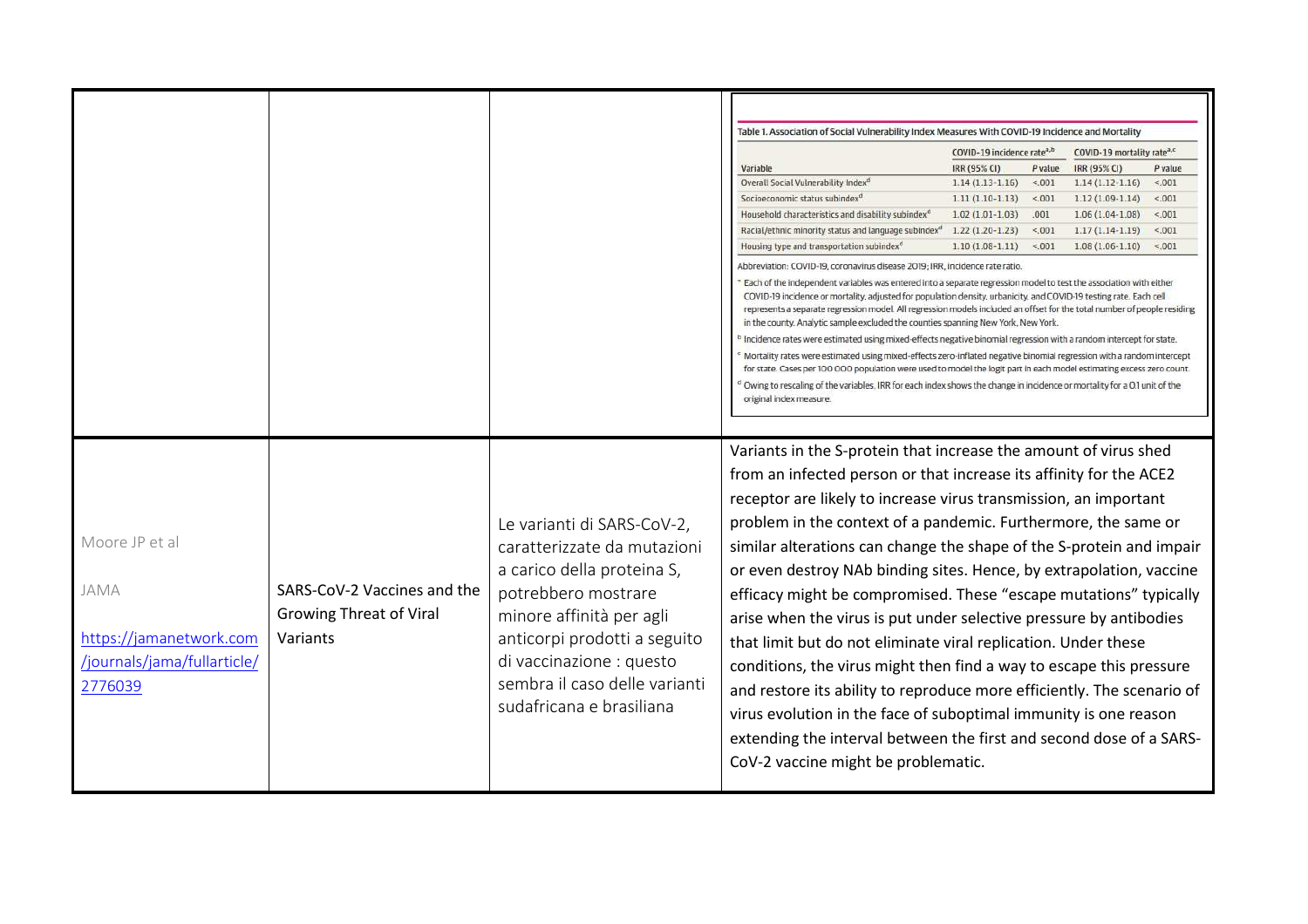| | | | Table 1. Association of Social Vulnerability Index Measures With COVID-19 Incidence and Mortality |
|---|---|---|---|
| | | | (see embedded table below) |
| Moore JP et al<br><br>JAMA<br><br>https://jamanetwork.com/journals/jama/fullarticle/2776039 | SARS-CoV-2 Vaccines and the Growing Threat of Viral Variants | Le varianti di SARS-CoV-2, caratterizzate da mutazioni a carico della proteina S, potrebbero mostrare minore affinità per agli anticorpi prodotti a seguito di vaccinazione : questo sembra il caso delle varianti sudafricana e brasiliana | Variants in the S-protein that increase the amount of virus shed from an infected person or that increase its affinity for the ACE2 receptor are likely to increase virus transmission, an important problem in the context of a pandemic. Furthermore, the same or similar alterations can change the shape of the S-protein and impair or even destroy NAb binding sites. Hence, by extrapolation, vaccine efficacy might be compromised. These "escape mutations" typically arise when the virus is put under selective pressure by antibodies that limit but do not eliminate viral replication. Under these conditions, the virus might then find a way to escape this pressure and restore its ability to reproduce more efficiently. The scenario of virus evolution in the face of suboptimal immunity is one reason extending the interval between the first and second dose of a SARS-CoV-2 vaccine might be problematic. |

Table 1. Association of Social Vulnerability Index Measures With COVID-19 Incidence and Mortality

| | COVID-19 incidence rate[a,b] | | COVID-19 mortality rate[a,c] | |
|---|---|---|---|---|
| Variable | IRR (95% CI) | P value | IRR (95% CI) | P value |
| Overall Social Vulnerability Index[d] | 1.14 (1.13-1.16) | <.001 | 1.14 (1.12-1.16) | <.001 |
| Socioeconomic status subindex[d] | 1.11 (1.10-1.13) | <.001 | 1.12 (1.09-1.14) | <.001 |
| Household characteristics and disability subindex[d] | 1.02 (1.01-1.03) | .001 | 1.06 (1.04-1.08) | <.001 |
| Racial/ethnic minority status and language subindex[d] | 1.22 (1.20-1.23) | <.001 | 1.17 (1.14-1.19) | <.001 |
| Housing type and transportation subindex[d] | 1.10 (1.08-1.11) | <.001 | 1.08 (1.06-1.10) | <.001 |

Abbreviation: COVID-19, coronavirus disease 2019; IRR, incidence rate ratio.

[a] Each of the independent variables was entered into a separate regression model to test the association with either COVID-19 incidence or mortality, adjusted for population density, urbanicity, and COVID-19 testing rate. Each cell represents a separate regression model. All regression models included an offset for the total number of people residing in the county. Analytic sample excluded the counties spanning New York, New York.

[b] Incidence rates were estimated using mixed-effects negative binomial regression with a random intercept for state.

[c] Mortality rates were estimated using mixed-effects zero-inflated negative binomial regression with a random intercept for state. Cases per 100 000 population were used to model the logit part in each model estimating excess zero count.

[d] Owing to rescaling of the variables, IRR for each index shows the change in incidence or mortality for a 0.1 unit of the original index measure.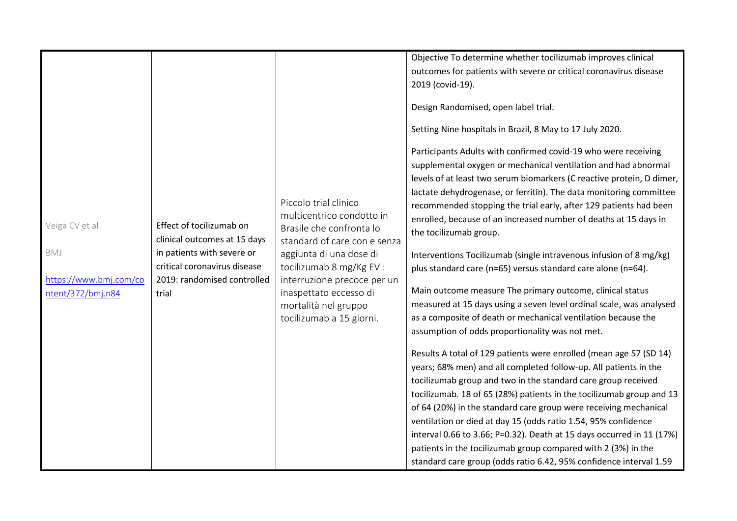| | | | |
|---|---|---|---|
| Veiga CV et al<br><br>BMJ<br><br>https://www.bmj.com/content/372/bmj.n84 | Effect of tocilizumab on clinical outcomes at 15 days in patients with severe or critical coronavirus disease 2019: randomised controlled trial | Piccolo trial clinico multicentrico condotto in Brasile che confronta lo standard of care con e senza aggiunta di una dose di tocilizumab 8 mg/Kg EV : interruzione precoce per un inaspettato eccesso di mortalità nel gruppo tocilizumab a 15 giorni. | Objective To determine whether tocilizumab improves clinical outcomes for patients with severe or critical coronavirus disease 2019 (covid-19).<br><br>Design Randomised, open label trial.<br><br>Setting Nine hospitals in Brazil, 8 May to 17 July 2020.<br><br>Participants Adults with confirmed covid-19 who were receiving supplemental oxygen or mechanical ventilation and had abnormal levels of at least two serum biomarkers (C reactive protein, D dimer, lactate dehydrogenase, or ferritin). The data monitoring committee recommended stopping the trial early, after 129 patients had been enrolled, because of an increased number of deaths at 15 days in the tocilizumab group.<br><br>Interventions Tocilizumab (single intravenous infusion of 8 mg/kg) plus standard care (n=65) versus standard care alone (n=64).<br><br>Main outcome measure The primary outcome, clinical status measured at 15 days using a seven level ordinal scale, was analysed as a composite of death or mechanical ventilation because the assumption of odds proportionality was not met.<br><br>Results A total of 129 patients were enrolled (mean age 57 (SD 14) years; 68% men) and all completed follow-up. All patients in the tocilizumab group and two in the standard care group received tocilizumab. 18 of 65 (28%) patients in the tocilizumab group and 13 of 64 (20%) in the standard care group were receiving mechanical ventilation or died at day 15 (odds ratio 1.54, 95% confidence interval 0.66 to 3.66; P=0.32). Death at 15 days occurred in 11 (17%) patients in the tocilizumab group compared with 2 (3%) in the standard care group (odds ratio 6.42, 95% confidence interval 1.59 |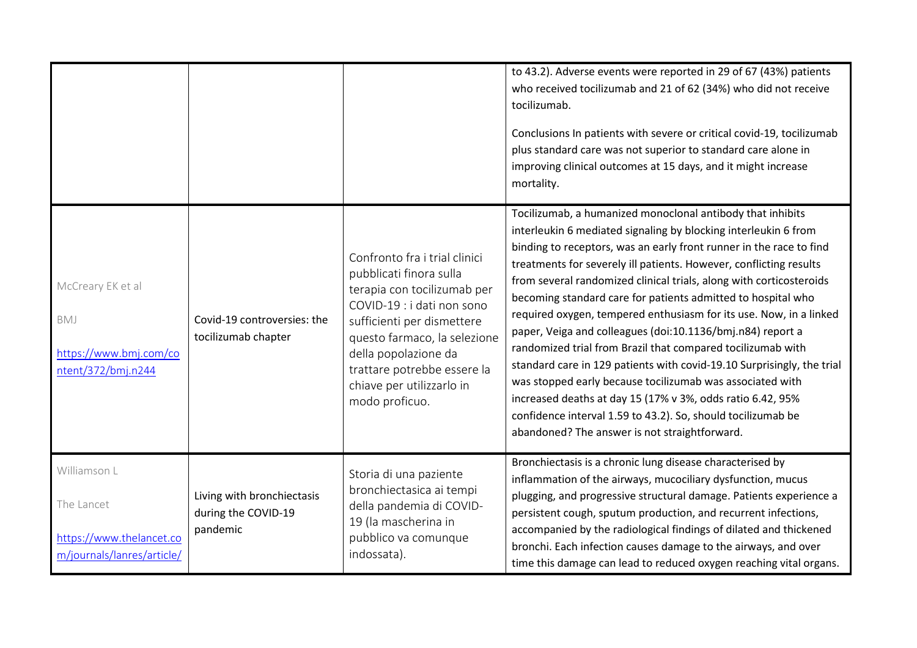| | | | |
|---|---|---|---|
| | | | to 43.2). Adverse events were reported in 29 of 67 (43%) patients who received tocilizumab and 21 of 62 (34%) who did not receive tocilizumab.<br><br>Conclusions In patients with severe or critical covid-19, tocilizumab plus standard care was not superior to standard care alone in improving clinical outcomes at 15 days, and it might increase mortality. |
| McCreary EK et al<br><br>BMJ<br><br>https://www.bmj.com/content/372/bmj.n244 | Covid-19 controversies: the tocilizumab chapter | Confronto fra i trial clinici pubblicati finora sulla terapia con tocilizumab per COVID-19 : i dati non sono sufficienti per dismettere questo farmaco, la selezione della popolazione da trattare potrebbe essere la chiave per utilizzarlo in modo proficuo. | Tocilizumab, a humanized monoclonal antibody that inhibits interleukin 6 mediated signaling by blocking interleukin 6 from binding to receptors, was an early front runner in the race to find treatments for severely ill patients. However, conflicting results from several randomized clinical trials, along with corticosteroids becoming standard care for patients admitted to hospital who required oxygen, tempered enthusiasm for its use. Now, in a linked paper, Veiga and colleagues (doi:10.1136/bmj.n84) report a randomized trial from Brazil that compared tocilizumab with standard care in 129 patients with covid-19.10 Surprisingly, the trial was stopped early because tocilizumab was associated with increased deaths at day 15 (17% v 3%, odds ratio 6.42, 95% confidence interval 1.59 to 43.2). So, should tocilizumab be abandoned? The answer is not straightforward. |
| Williamson L<br><br>The Lancet<br><br>https://www.thelancet.com/journals/lanres/article/ | Living with bronchiectasis during the COVID-19 pandemic | Storia di una paziente bronchiectasica ai tempi della pandemia di COVID-19 (la mascherina in pubblico va comunque indossata). | Bronchiectasis is a chronic lung disease characterised by inflammation of the airways, mucociliary dysfunction, mucus plugging, and progressive structural damage. Patients experience a persistent cough, sputum production, and recurrent infections, accompanied by the radiological findings of dilated and thickened bronchi. Each infection causes damage to the airways, and over time this damage can lead to reduced oxygen reaching vital organs. |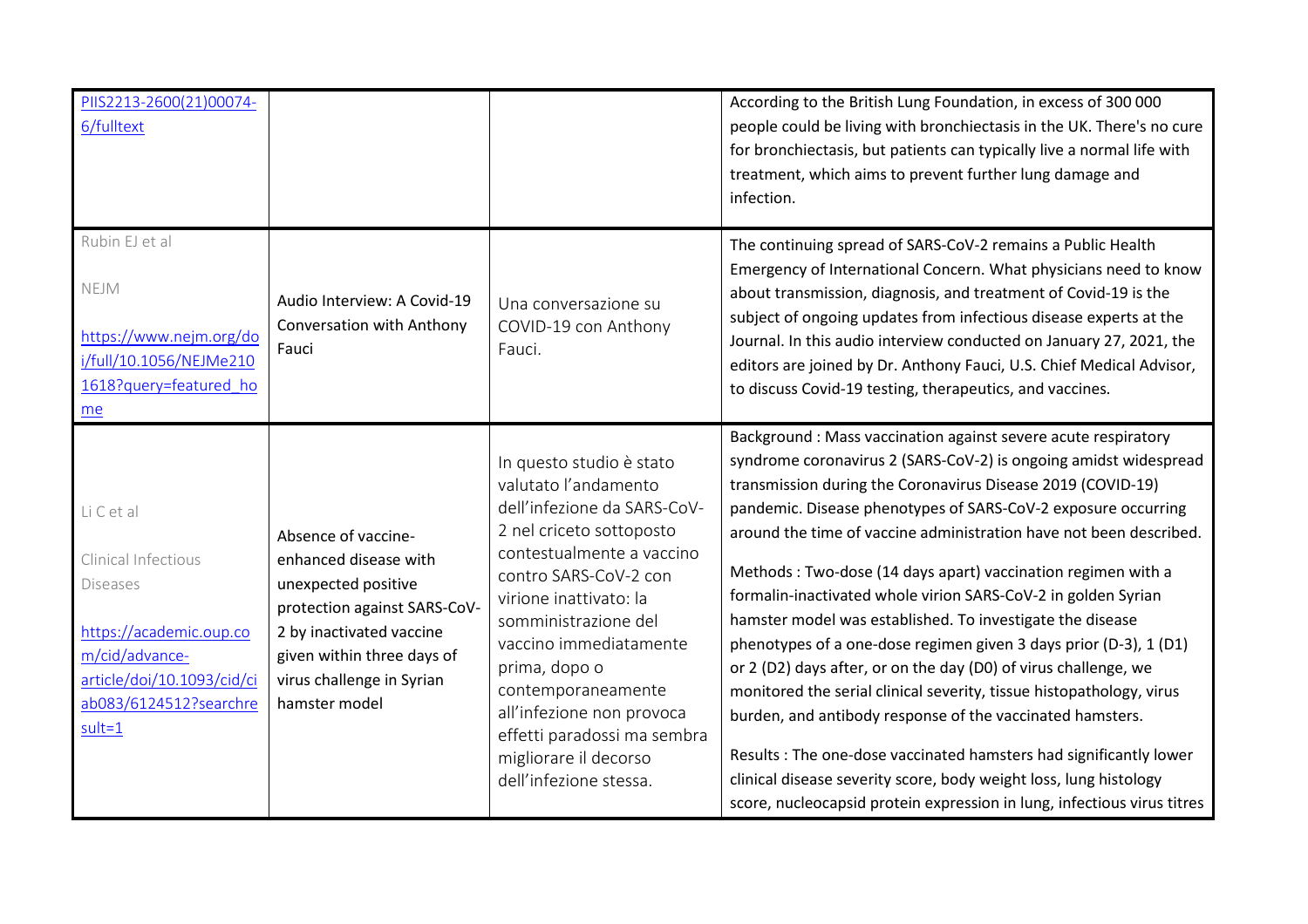| | | | |
|---|---|---|---|
| PIIS2213-2600(21)00074-6/fulltext | | | According to the British Lung Foundation, in excess of 300 000 people could be living with bronchiectasis in the UK. There's no cure for bronchiectasis, but patients can typically live a normal life with treatment, which aims to prevent further lung damage and infection. |
| Rubin EJ et al<br><br>NEJM<br><br>https://www.nejm.org/doi/full/10.1056/NEJMe2101618?query=featured_home | Audio Interview: A Covid-19 Conversation with Anthony Fauci | Una conversazione su COVID-19 con Anthony Fauci. | The continuing spread of SARS-CoV-2 remains a Public Health Emergency of International Concern. What physicians need to know about transmission, diagnosis, and treatment of Covid-19 is the subject of ongoing updates from infectious disease experts at the Journal. In this audio interview conducted on January 27, 2021, the editors are joined by Dr. Anthony Fauci, U.S. Chief Medical Advisor, to discuss Covid-19 testing, therapeutics, and vaccines. |
| Li C et al<br><br>Clinical Infectious Diseases<br><br>https://academic.oup.com/cid/advance-article/doi/10.1093/cid/ciab083/6124512?searchresult=1 | Absence of vaccine-enhanced disease with unexpected positive protection against SARS-CoV-2 by inactivated vaccine given within three days of virus challenge in Syrian hamster model | In questo studio è stato valutato l'andamento dell'infezione da SARS-CoV-2 nel criceto sottoposto contestualmente a vaccino contro SARS-CoV-2 con virione inattivato: la somministrazione del vaccino immediatamente prima, dopo o contemporaneamente all'infezione non provoca effetti paradossi ma sembra migliorare il decorso dell'infezione stessa. | Background : Mass vaccination against severe acute respiratory syndrome coronavirus 2 (SARS-CoV-2) is ongoing amidst widespread transmission during the Coronavirus Disease 2019 (COVID-19) pandemic. Disease phenotypes of SARS-CoV-2 exposure occurring around the time of vaccine administration have not been described.<br><br>Methods : Two-dose (14 days apart) vaccination regimen with a formalin-inactivated whole virion SARS-CoV-2 in golden Syrian hamster model was established. To investigate the disease phenotypes of a one-dose regimen given 3 days prior (D-3), 1 (D1) or 2 (D2) days after, or on the day (D0) of virus challenge, we monitored the serial clinical severity, tissue histopathology, virus burden, and antibody response of the vaccinated hamsters.<br><br>Results : The one-dose vaccinated hamsters had significantly lower clinical disease severity score, body weight loss, lung histology score, nucleocapsid protein expression in lung, infectious virus titres |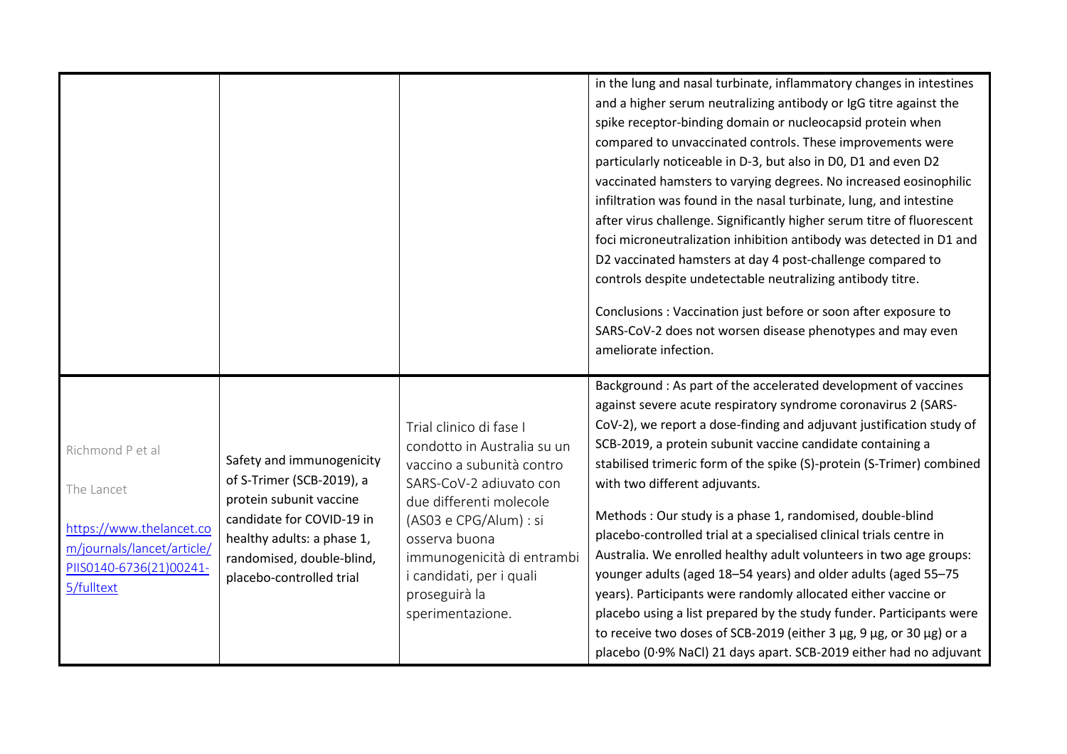| | | | |
|---|---|---|---|
| | | | in the lung and nasal turbinate, inflammatory changes in intestines and a higher serum neutralizing antibody or IgG titre against the spike receptor-binding domain or nucleocapsid protein when compared to unvaccinated controls. These improvements were particularly noticeable in D-3, but also in D0, D1 and even D2 vaccinated hamsters to varying degrees. No increased eosinophilic infiltration was found in the nasal turbinate, lung, and intestine after virus challenge. Significantly higher serum titre of fluorescent foci microneutralization inhibition antibody was detected in D1 and D2 vaccinated hamsters at day 4 post-challenge compared to controls despite undetectable neutralizing antibody titre.<br><br>Conclusions : Vaccination just before or soon after exposure to SARS-CoV-2 does not worsen disease phenotypes and may even ameliorate infection. |
| Richmond P et al<br><br>The Lancet<br><br>[https://www.thelancet.com/journals/lancet/article/PIIS0140-6736(21)00241-5/fulltext](https://www.thelancet.com/journals/lancet/article/PIIS0140-6736(21)00241-5/fulltext) | Safety and immunogenicity of S-Trimer (SCB-2019), a protein subunit vaccine candidate for COVID-19 in healthy adults: a phase 1, randomised, double-blind, placebo-controlled trial | Trial clinico di fase I condotto in Australia su un vaccino a subunità contro SARS-CoV-2 adiuvato con due differenti molecole (AS03 e CPG/Alum) : si osserva buona immunogenicità di entrambi i candidati, per i quali proseguirà la sperimentazione. | Background : As part of the accelerated development of vaccines against severe acute respiratory syndrome coronavirus 2 (SARS-CoV-2), we report a dose-finding and adjuvant justification study of SCB-2019, a protein subunit vaccine candidate containing a stabilised trimeric form of the spike (S)-protein (S-Trimer) combined with two different adjuvants.<br><br>Methods : Our study is a phase 1, randomised, double-blind placebo-controlled trial at a specialised clinical trials centre in Australia. We enrolled healthy adult volunteers in two age groups: younger adults (aged 18–54 years) and older adults (aged 55–75 years). Participants were randomly allocated either vaccine or placebo using a list prepared by the study funder. Participants were to receive two doses of SCB-2019 (either 3 µg, 9 µg, or 30 µg) or a placebo (0·9% NaCl) 21 days apart. SCB-2019 either had no adjuvant |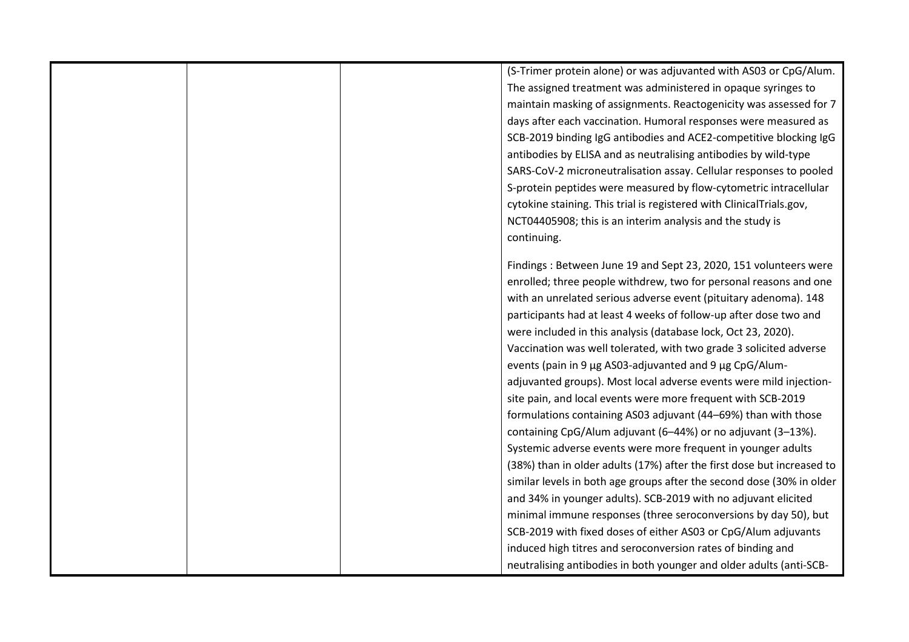| | | | (S-Trimer protein alone) or was adjuvanted with AS03 or CpG/Alum. The assigned treatment was administered in opaque syringes to maintain masking of assignments. Reactogenicity was assessed for 7 days after each vaccination. Humoral responses were measured as SCB-2019 binding IgG antibodies and ACE2-competitive blocking IgG antibodies by ELISA and as neutralising antibodies by wild-type SARS-CoV-2 microneutralisation assay. Cellular responses to pooled S-protein peptides were measured by flow-cytometric intracellular cytokine staining. This trial is registered with ClinicalTrials.gov, NCT04405908; this is an interim analysis and the study is continuing.<br><br>Findings : Between June 19 and Sept 23, 2020, 151 volunteers were enrolled; three people withdrew, two for personal reasons and one with an unrelated serious adverse event (pituitary adenoma). 148 participants had at least 4 weeks of follow-up after dose two and were included in this analysis (database lock, Oct 23, 2020). Vaccination was well tolerated, with two grade 3 solicited adverse events (pain in 9 µg AS03-adjuvanted and 9 µg CpG/Alum-adjuvanted groups). Most local adverse events were mild injection-site pain, and local events were more frequent with SCB-2019 formulations containing AS03 adjuvant (44–69%) than with those containing CpG/Alum adjuvant (6–44%) or no adjuvant (3–13%). Systemic adverse events were more frequent in younger adults (38%) than in older adults (17%) after the first dose but increased to similar levels in both age groups after the second dose (30% in older and 34% in younger adults). SCB-2019 with no adjuvant elicited minimal immune responses (three seroconversions by day 50), but SCB-2019 with fixed doses of either AS03 or CpG/Alum adjuvants induced high titres and seroconversion rates of binding and neutralising antibodies in both younger and older adults (anti-SCB- |
|---|---|---|---|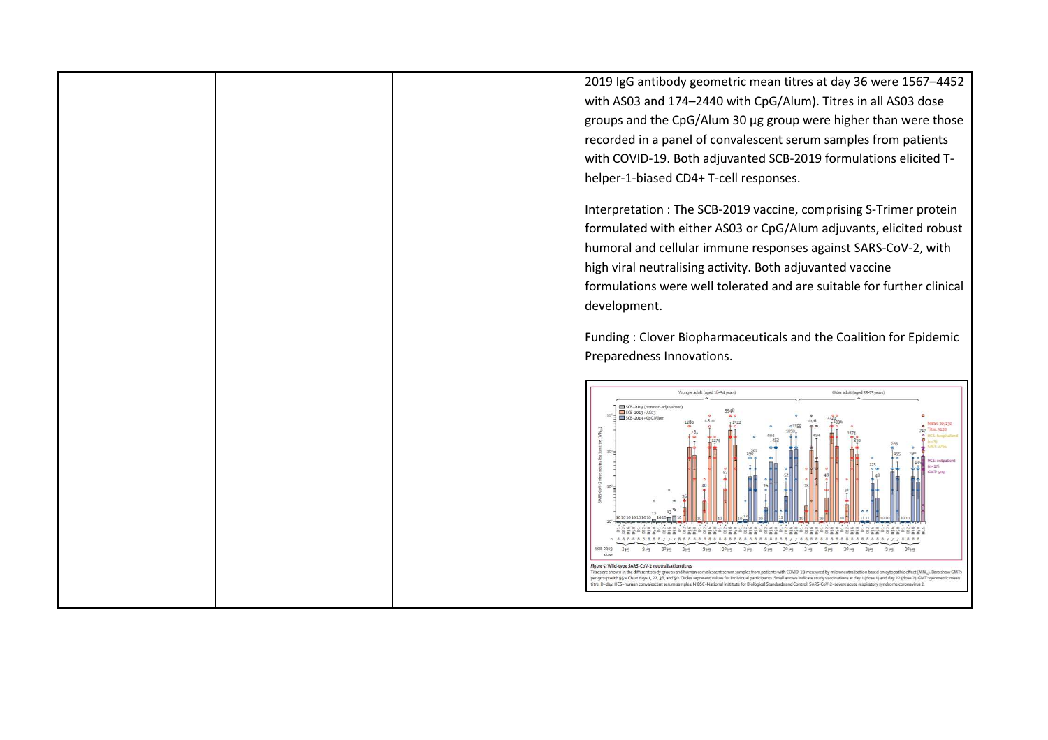2019 IgG antibody geometric mean titres at day 36 were 1567–4452 with AS03 and 174–2440 with CpG/Alum). Titres in all AS03 dose groups and the CpG/Alum 30 µg group were higher than were those recorded in a panel of convalescent serum samples from patients with COVID-19. Both adjuvanted SCB-2019 formulations elicited T-helper-1-biased CD4+ T-cell responses.

Interpretation : The SCB-2019 vaccine, comprising S-Trimer protein formulated with either AS03 or CpG/Alum adjuvants, elicited robust humoral and cellular immune responses against SARS-CoV-2, with high viral neutralising activity. Both adjuvanted vaccine formulations were well tolerated and are suitable for further clinical development.

Funding : Clover Biopharmaceuticals and the Coalition for Epidemic Preparedness Innovations.

Figure 5: Wild-type SARS-CoV-2 neutralisation titres

Titres are shown in the different study groups and human convalescent serum samples from patients with COVID-19 measured by microneutralisation based on cytopathic effect ($MN_{50}$). Bars show GMTs per group with 95% CIs at days 1, 22, 36, and 50. Circles represent values for individual participants. Small arrows indicate study vaccinations at day 1 (dose 1) and day 22 (dose 2). GMT=geometric mean titre. D=day. HCS=human convalescent serum samples. NIBSC=National Institute for Biological Standards and Control. SARS-CoV-2=severe acute respiratory syndrome coronavirus 2.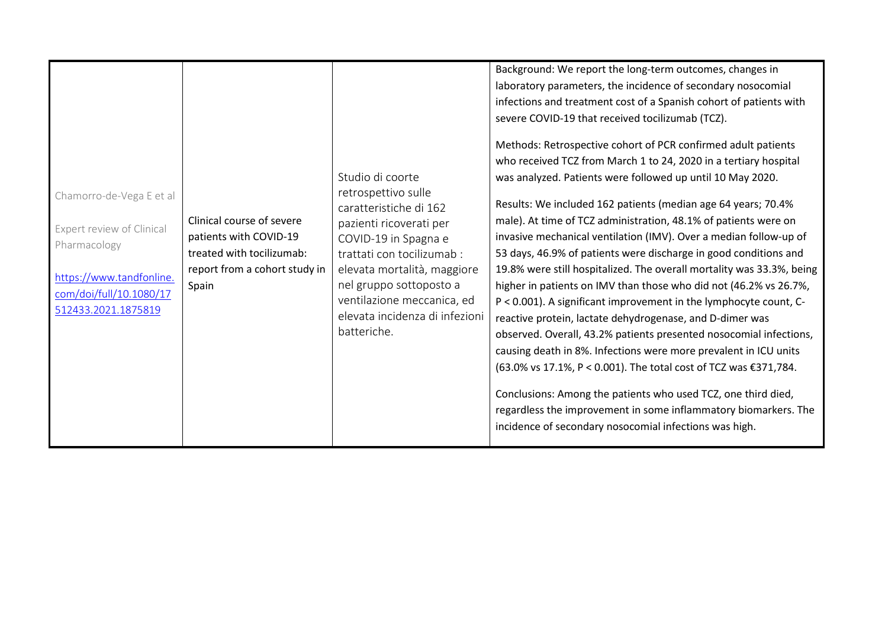| | | | |
|---|---|---|---|
| Chamorro-de-Vega E et al<br><br>Expert review of Clinical Pharmacology<br><br>[https://www.tandfonline.com/doi/full/10.1080/17512433.2021.1875819](https://www.tandfonline.com/doi/full/10.1080/17512433.2021.1875819) | Clinical course of severe patients with COVID-19 treated with tocilizumab: report from a cohort study in Spain | Studio di coorte retrospettivo sulle caratteristiche di 162 pazienti ricoverati per COVID-19 in Spagna e trattati con tocilizumab : elevata mortalità, maggiore nel gruppo sottoposto a ventilazione meccanica, ed elevata incidenza di infezioni batteriche. | Background: We report the long-term outcomes, changes in laboratory parameters, the incidence of secondary nosocomial infections and treatment cost of a Spanish cohort of patients with severe COVID-19 that received tocilizumab (TCZ).<br><br>Methods: Retrospective cohort of PCR confirmed adult patients who received TCZ from March 1 to 24, 2020 in a tertiary hospital was analyzed. Patients were followed up until 10 May 2020.<br><br>Results: We included 162 patients (median age 64 years; 70.4% male). At time of TCZ administration, 48.1% of patients were on invasive mechanical ventilation (IMV). Over a median follow-up of 53 days, 46.9% of patients were discharge in good conditions and 19.8% were still hospitalized. The overall mortality was 33.3%, being higher in patients on IMV than those who did not (46.2% vs 26.7%, $P < 0.001$). A significant improvement in the lymphocyte count, C-reactive protein, lactate dehydrogenase, and D-dimer was observed. Overall, 43.2% patients presented nosocomial infections, causing death in 8%. Infections were more prevalent in ICU units (63.0% vs 17.1%, $P < 0.001$). The total cost of TCZ was €371,784.<br><br>Conclusions: Among the patients who used TCZ, one third died, regardless the improvement in some inflammatory biomarkers. The incidence of secondary nosocomial infections was high. |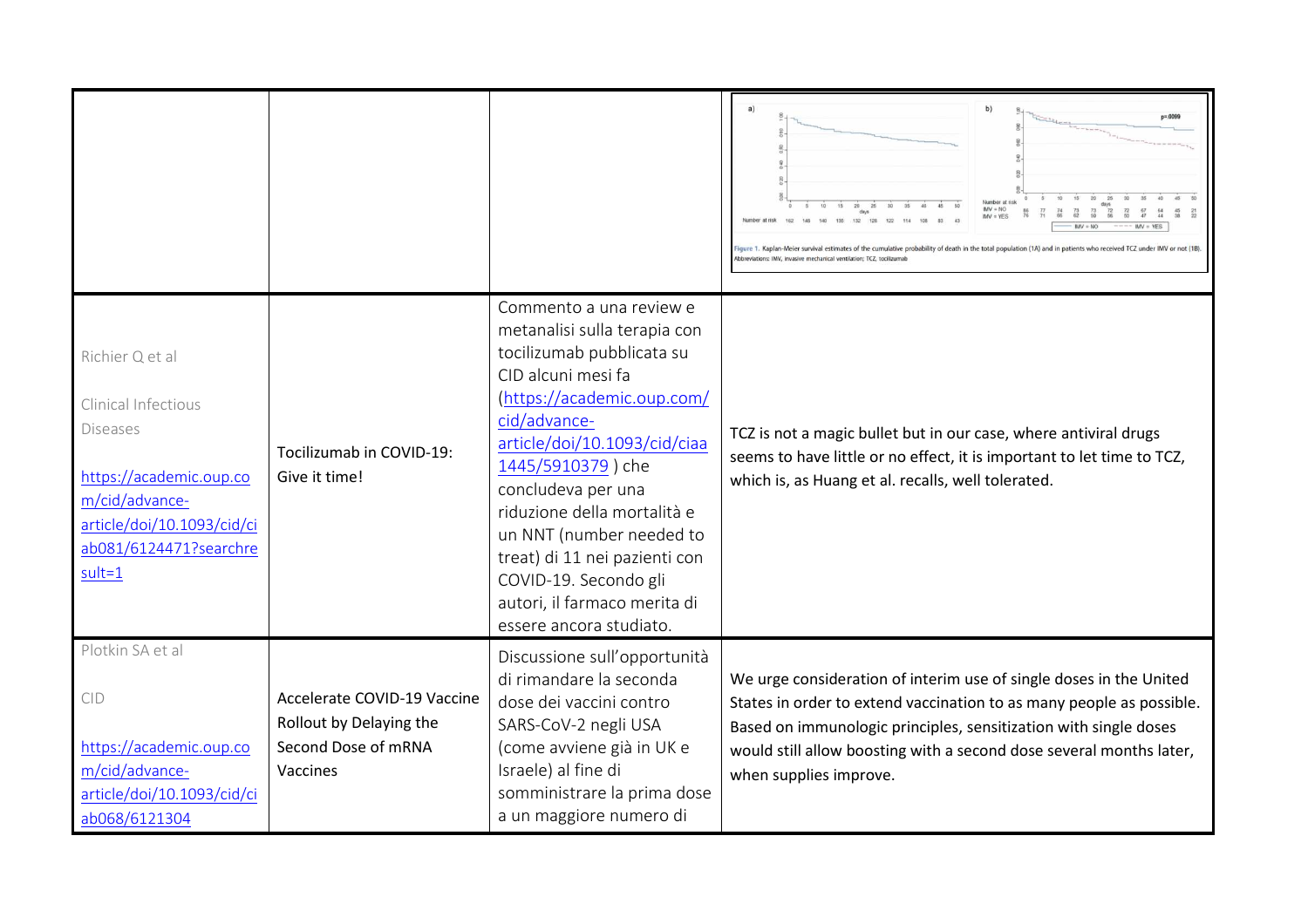| | | | |
|---|---|---|---|
| | | | Figure 1. Kaplan-Meier survival estimates of the cumulative probability of death in the total population (1A) and in patients who received TCZ under IMV or not (1B). Abbreviations: IMV, invasive mechanical ventilation; TCZ, tocilizumab |
| Richier Q et al<br><br>Clinical Infectious Diseases<br><br>https://academic.oup.com/cid/advance-article/doi/10.1093/cid/ciab081/6124471?searchresult=1 | Tocilizumab in COVID-19: Give it time! | Commento a una review e metanalisi sulla terapia con tocilizumab pubblicata su CID alcuni mesi fa (https://academic.oup.com/cid/advance-article/doi/10.1093/cid/ciaa1445/5910379 ) che concludeva per una riduzione della mortalità e un NNT (number needed to treat) di 11 nei pazienti con COVID-19. Secondo gli autori, il farmaco merita di essere ancora studiato. | TCZ is not a magic bullet but in our case, where antiviral drugs seems to have little or no effect, it is important to let time to TCZ, which is, as Huang et al. recalls, well tolerated. |
| Plotkin SA et al<br><br>CID<br><br>https://academic.oup.com/cid/advance-article/doi/10.1093/cid/ciab068/6121304 | Accelerate COVID-19 Vaccine Rollout by Delaying the Second Dose of mRNA Vaccines | Discussione sull'opportunità di rimandare la seconda dose dei vaccini contro SARS-CoV-2 negli USA (come avviene già in UK e Israele) al fine di somministrare la prima dose a un maggiore numero di | We urge consideration of interim use of single doses in the United States in order to extend vaccination to as many people as possible. Based on immunologic principles, sensitization with single doses would still allow boosting with a second dose several months later, when supplies improve. |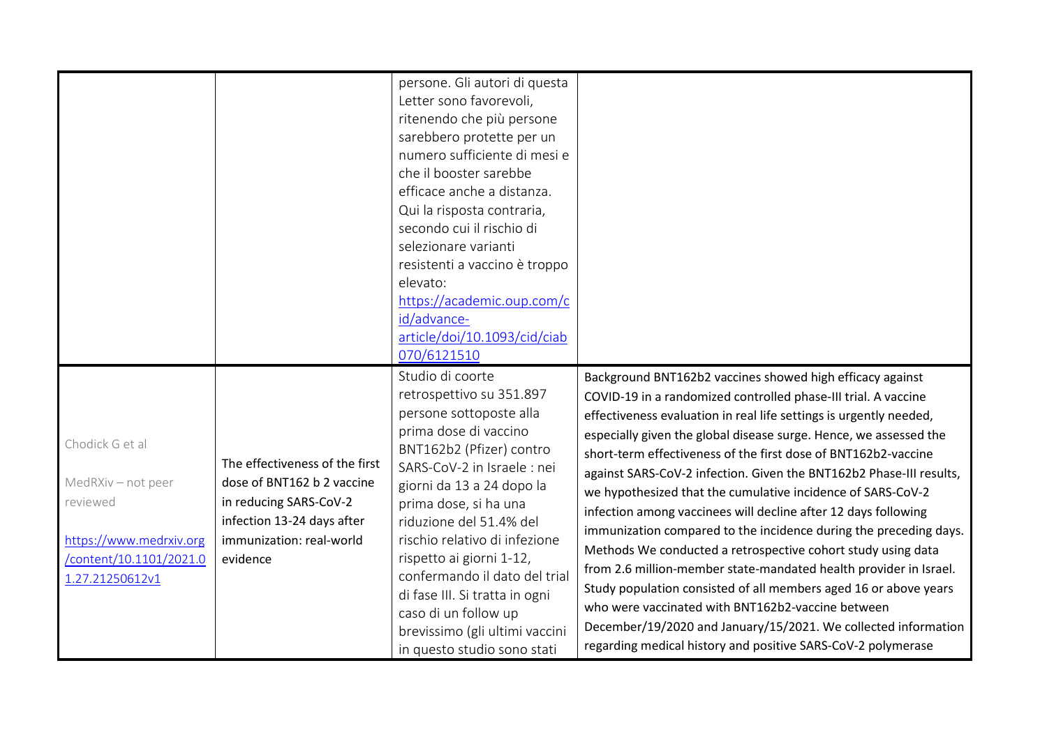|  |  |  |  |
|---|---|---|---|
|  |  | persone. Gli autori di questa Letter sono favorevoli, ritenendo che più persone sarebbero protette per un numero sufficiente di mesi e che il booster sarebbe efficace anche a distanza. Qui la risposta contraria, secondo cui il rischio di selezionare varianti resistenti a vaccino è troppo elevato: https://academic.oup.com/cid/advance-article/doi/10.1093/cid/ciab070/6121510 |  |
| Chodick G et al<br><br>MedRXiv – not peer reviewed<br><br>https://www.medrxiv.org/content/10.1101/2021.01.27.21250612v1 | The effectiveness of the first dose of BNT162 b 2 vaccine in reducing SARS-CoV-2 infection 13-24 days after immunization: real-world evidence | Studio di coorte retrospettivo su 351.897 persone sottoposte alla prima dose di vaccino BNT162b2 (Pfizer) contro SARS-CoV-2 in Israele : nei giorni da 13 a 24 dopo la prima dose, si ha una riduzione del 51.4% del rischio relativo di infezione rispetto ai giorni 1-12, confermando il dato del trial di fase III. Si tratta in ogni caso di un follow up brevissimo (gli ultimi vaccini in questo studio sono stati | Background BNT162b2 vaccines showed high efficacy against COVID-19 in a randomized controlled phase-III trial. A vaccine effectiveness evaluation in real life settings is urgently needed, especially given the global disease surge. Hence, we assessed the short-term effectiveness of the first dose of BNT162b2-vaccine against SARS-CoV-2 infection. Given the BNT162b2 Phase-III results, we hypothesized that the cumulative incidence of SARS-CoV-2 infection among vaccinees will decline after 12 days following immunization compared to the incidence during the preceding days. Methods We conducted a retrospective cohort study using data from 2.6 million-member state-mandated health provider in Israel. Study population consisted of all members aged 16 or above years who were vaccinated with BNT162b2-vaccine between December/19/2020 and January/15/2021. We collected information regarding medical history and positive SARS-CoV-2 polymerase |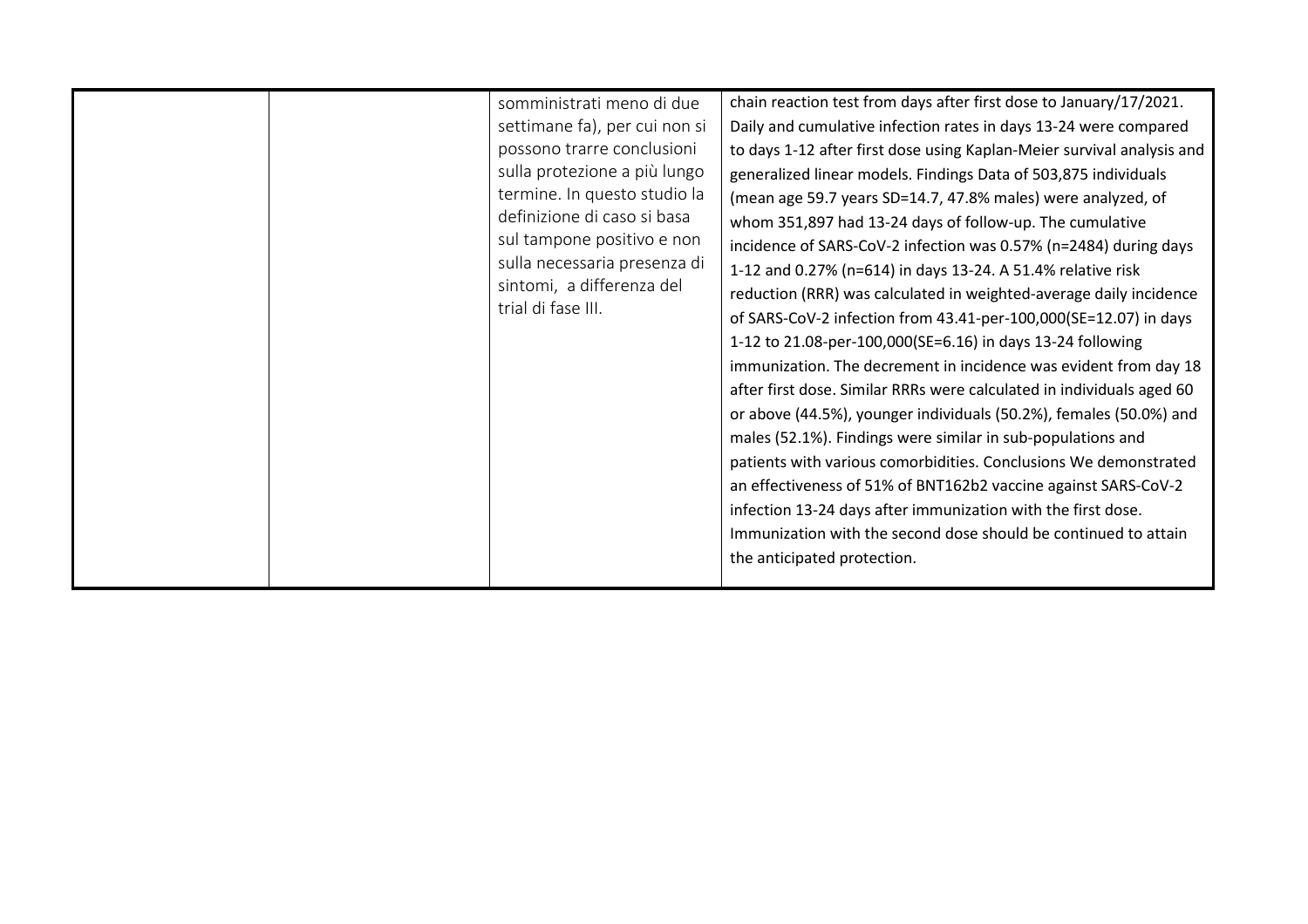|  |  | somministrati meno di due settimane fa), per cui non si possono trarre conclusioni sulla protezione a più lungo termine. In questo studio la definizione di caso si basa sul tampone positivo e non sulla necessaria presenza di sintomi, a differenza del trial di fase III. | chain reaction test from days after first dose to January/17/2021. Daily and cumulative infection rates in days 13-24 were compared to days 1-12 after first dose using Kaplan-Meier survival analysis and generalized linear models. Findings Data of 503,875 individuals (mean age 59.7 years SD=14.7, 47.8% males) were analyzed, of whom 351,897 had 13-24 days of follow-up. The cumulative incidence of SARS-CoV-2 infection was 0.57% (n=2484) during days 1-12 and 0.27% (n=614) in days 13-24. A 51.4% relative risk reduction (RRR) was calculated in weighted-average daily incidence of SARS-CoV-2 infection from 43.41-per-100,000(SE=12.07) in days 1-12 to 21.08-per-100,000(SE=6.16) in days 13-24 following immunization. The decrement in incidence was evident from day 18 after first dose. Similar RRRs were calculated in individuals aged 60 or above (44.5%), younger individuals (50.2%), females (50.0%) and males (52.1%). Findings were similar in sub-populations and patients with various comorbidities. Conclusions We demonstrated an effectiveness of 51% of BNT162b2 vaccine against SARS-CoV-2 infection 13-24 days after immunization with the first dose. Immunization with the second dose should be continued to attain the anticipated protection. |
|---|---|---|---|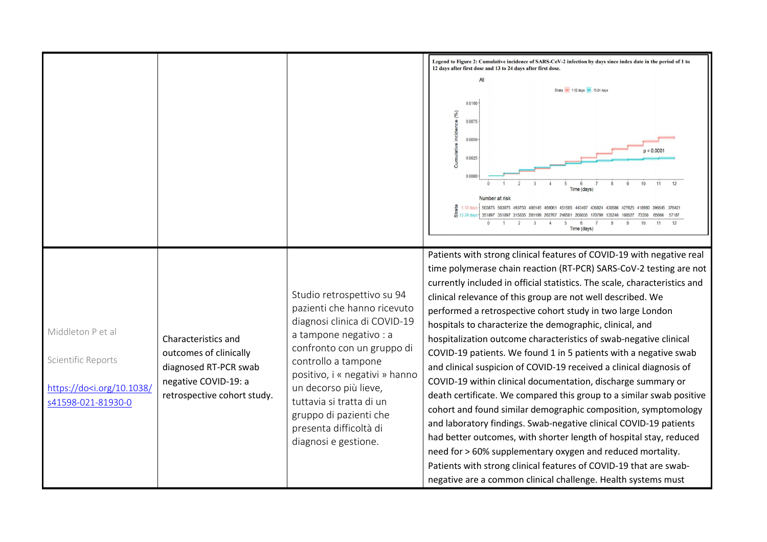| | | | |
|---|---|---|---|
| | | | Legend to Figure 2: Cumulative incidence of SARS-CoV-2 infection by days since index date in the period of 1 to 12 days after first dose and 13 to 24 days after first dose. |
| Middleton P et al<br><br>Scientific Reports<br><br>https://do<i.org/10.1038/s41598-021-81930-0 | Characteristics and outcomes of clinically diagnosed RT-PCR swab negative COVID-19: a retrospective cohort study. | Studio retrospettivo su 94 pazienti che hanno ricevuto diagnosi clinica di COVID-19 a tampone negativo : a confronto con un gruppo di controllo a tampone positivo, i « negativi » hanno un decorso più lieve, tuttavia si tratta di un gruppo di pazienti che presenta difficoltà di diagnosi e gestione. | Patients with strong clinical features of COVID-19 with negative real time polymerase chain reaction (RT-PCR) SARS-CoV-2 testing are not currently included in official statistics. The scale, characteristics and clinical relevance of this group are not well described. We performed a retrospective cohort study in two large London hospitals to characterize the demographic, clinical, and hospitalization outcome characteristics of swab-negative clinical COVID-19 patients. We found 1 in 5 patients with a negative swab and clinical suspicion of COVID-19 received a clinical diagnosis of COVID-19 within clinical documentation, discharge summary or death certificate. We compared this group to a similar swab positive cohort and found similar demographic composition, symptomology and laboratory findings. Swab-negative clinical COVID-19 patients had better outcomes, with shorter length of hospital stay, reduced need for > 60% supplementary oxygen and reduced mortality. Patients with strong clinical features of COVID-19 that are swab-negative are a common clinical challenge. Health systems must |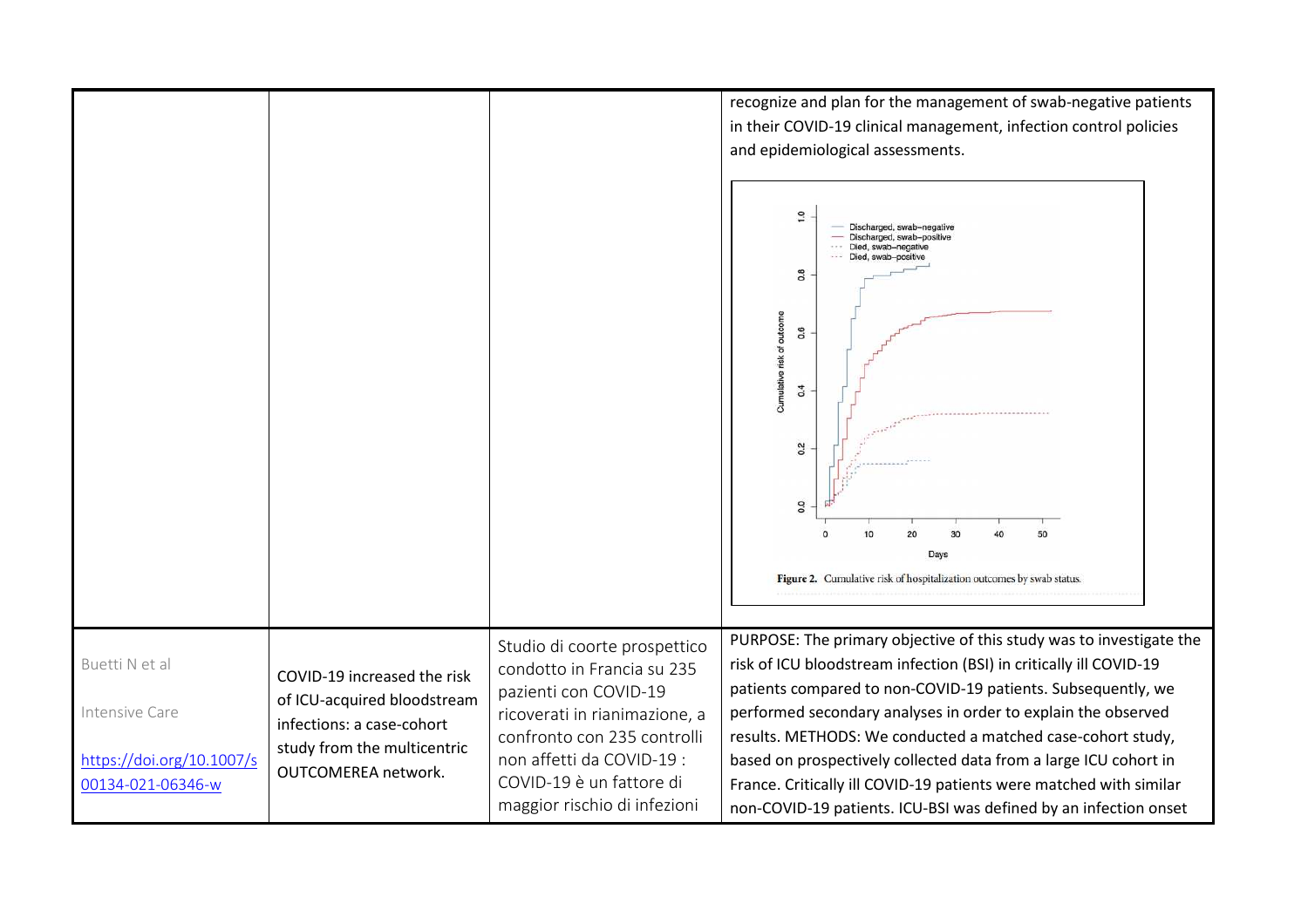| | | | |
|---|---|---|---|
| | | | recognize and plan for the management of swab-negative patients in their COVID-19 clinical management, infection control policies and epidemiological assessments. <br><br> Figure 2. Cumulative risk of hospitalization outcomes by swab status. |
| Buetti N et al <br><br> Intensive Care <br><br> https://doi.org/10.1007/s00134-021-06346-w | COVID-19 increased the risk of ICU-acquired bloodstream infections: a case-cohort study from the multicentric OUTCOMEREA network. | Studio di coorte prospettico condotto in Francia su 235 pazienti con COVID-19 ricoverati in rianimazione, a confronto con 235 controlli non affetti da COVID-19 : COVID-19 è un fattore di maggior rischio di infezioni | PURPOSE: The primary objective of this study was to investigate the risk of ICU bloodstream infection (BSI) in critically ill COVID-19 patients compared to non-COVID-19 patients. Subsequently, we performed secondary analyses in order to explain the observed results. METHODS: We conducted a matched case-cohort study, based on prospectively collected data from a large ICU cohort in France. Critically ill COVID-19 patients were matched with similar non-COVID-19 patients. ICU-BSI was defined by an infection onset |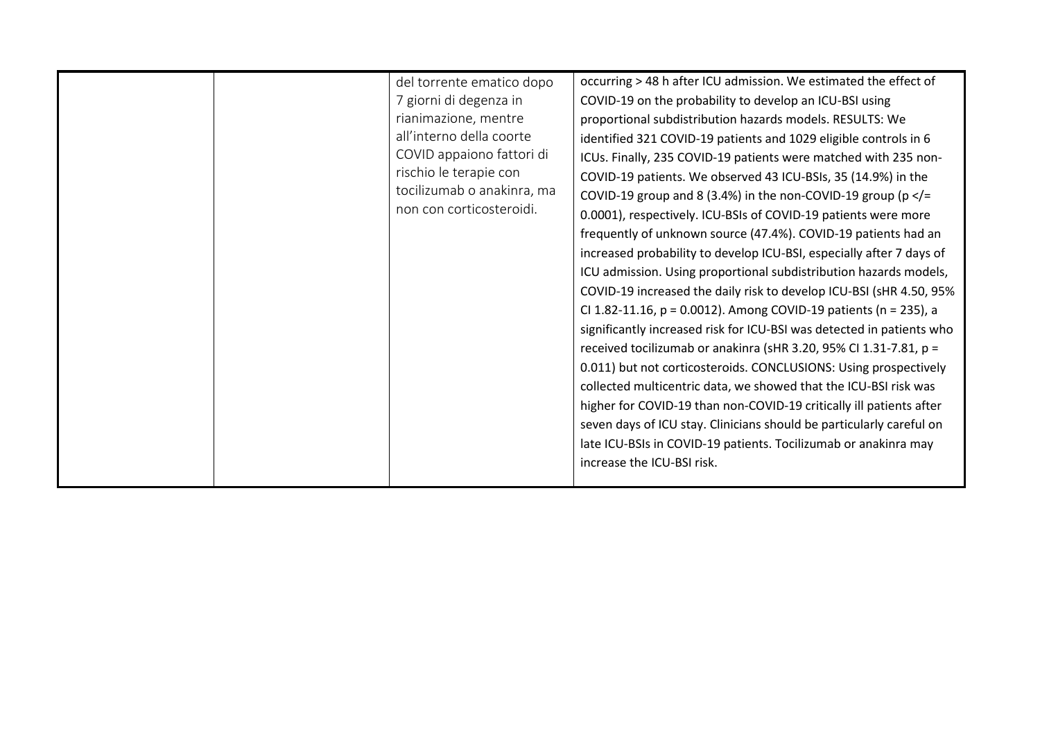|  |  | del torrente ematico dopo 7 giorni di degenza in rianimazione, mentre all'interno della coorte COVID appaiono fattori di rischio le terapie con tocilizumab o anakinra, ma non con corticosteroidi. | occurring > 48 h after ICU admission. We estimated the effect of COVID-19 on the probability to develop an ICU-BSI using proportional subdistribution hazards models. RESULTS: We identified 321 COVID-19 patients and 1029 eligible controls in 6 ICUs. Finally, 235 COVID-19 patients were matched with 235 non-COVID-19 patients. We observed 43 ICU-BSIs, 35 (14.9%) in the COVID-19 group and 8 (3.4%) in the non-COVID-19 group ($p \leq 0.0001$), respectively. ICU-BSIs of COVID-19 patients were more frequently of unknown source (47.4%). COVID-19 patients had an increased probability to develop ICU-BSI, especially after 7 days of ICU admission. Using proportional subdistribution hazards models, COVID-19 increased the daily risk to develop ICU-BSI (sHR 4.50, 95% CI 1.82-11.16, $p = 0.0012$). Among COVID-19 patients ($n = 235$), a significantly increased risk for ICU-BSI was detected in patients who received tocilizumab or anakinra (sHR 3.20, 95% CI 1.31-7.81, $p = 0.011$) but not corticosteroids. CONCLUSIONS: Using prospectively collected multicentric data, we showed that the ICU-BSI risk was higher for COVID-19 than non-COVID-19 critically ill patients after seven days of ICU stay. Clinicians should be particularly careful on late ICU-BSIs in COVID-19 patients. Tocilizumab or anakinra may increase the ICU-BSI risk. |
|---|---|---|---|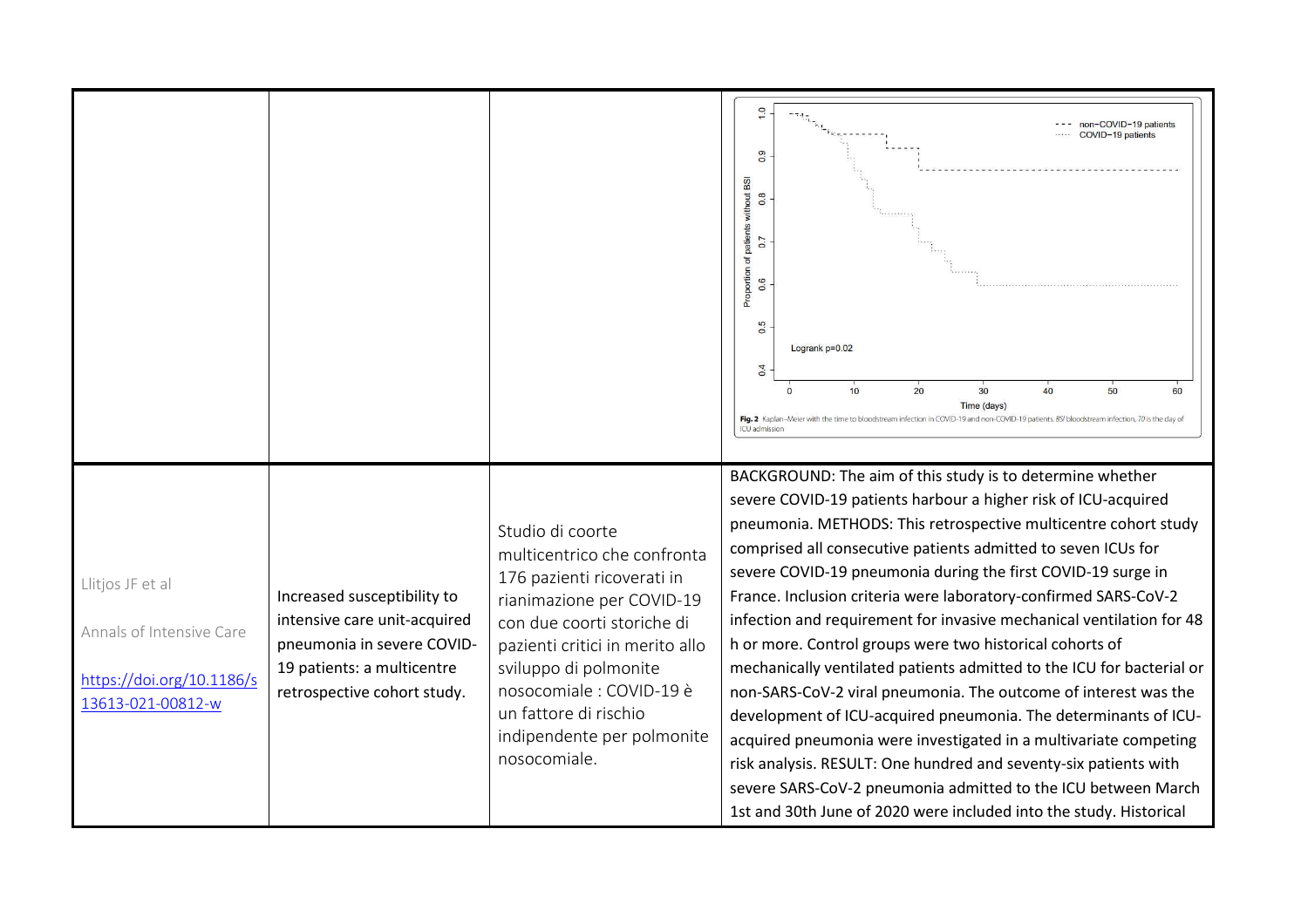| | | | |
|---|---|---|---|
| | | | Fig. 2 Kaplan–Meier with the time to bloodstream infection in COVID-19 and non-COVID-19 patients. BSI bloodstream infection, T0 is the day of ICU admission |
| Llitjos JF et al<br><br>Annals of Intensive Care<br><br>https://doi.org/10.1186/s13613-021-00812-w | Increased susceptibility to intensive care unit-acquired pneumonia in severe COVID-19 patients: a multicentre retrospective cohort study. | Studio di coorte multicentrico che confronta 176 pazienti ricoverati in rianimazione per COVID-19 con due coorti storiche di pazienti critici in merito allo sviluppo di polmonite nosocomiale : COVID-19 è un fattore di rischio indipendente per polmonite nosocomiale. | BACKGROUND: The aim of this study is to determine whether severe COVID-19 patients harbour a higher risk of ICU-acquired pneumonia. METHODS: This retrospective multicentre cohort study comprised all consecutive patients admitted to seven ICUs for severe COVID-19 pneumonia during the first COVID-19 surge in France. Inclusion criteria were laboratory-confirmed SARS-CoV-2 infection and requirement for invasive mechanical ventilation for 48 h or more. Control groups were two historical cohorts of mechanically ventilated patients admitted to the ICU for bacterial or non-SARS-CoV-2 viral pneumonia. The outcome of interest was the development of ICU-acquired pneumonia. The determinants of ICU-acquired pneumonia were investigated in a multivariate competing risk analysis. RESULT: One hundred and seventy-six patients with severe SARS-CoV-2 pneumonia admitted to the ICU between March 1st and 30th June of 2020 were included into the study. Historical |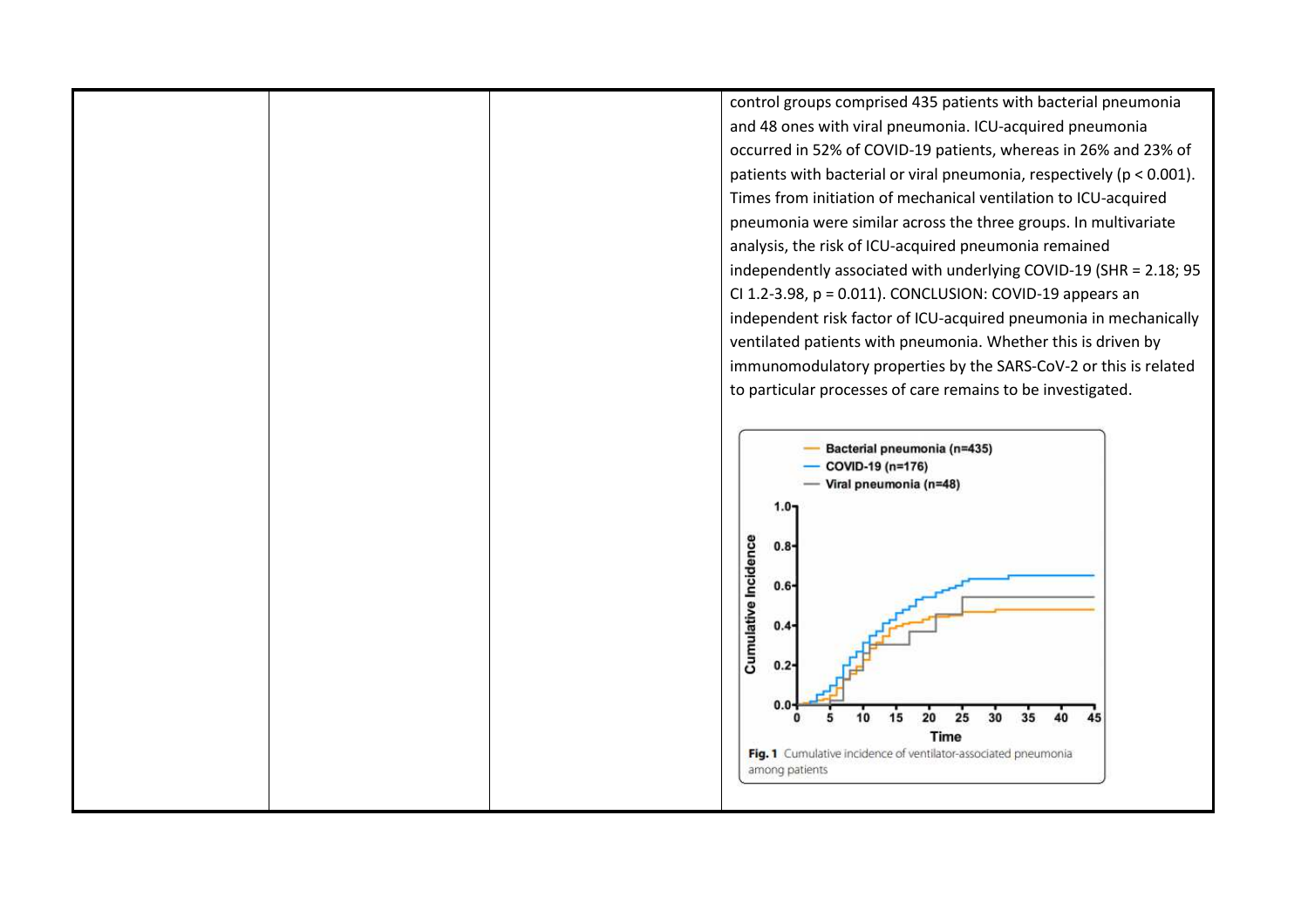| | | | |
|---|---|---|---|
| | | | control groups comprised 435 patients with bacterial pneumonia and 48 ones with viral pneumonia. ICU-acquired pneumonia occurred in 52% of COVID-19 patients, whereas in 26% and 23% of patients with bacterial or viral pneumonia, respectively ($p < 0.001$). Times from initiation of mechanical ventilation to ICU-acquired pneumonia were similar across the three groups. In multivariate analysis, the risk of ICU-acquired pneumonia remained independently associated with underlying COVID-19 (SHR = 2.18; 95 CI 1.2-3.98, $p = 0.011$). CONCLUSION: COVID-19 appears an independent risk factor of ICU-acquired pneumonia in mechanically ventilated patients with pneumonia. Whether this is driven by immunomodulatory properties by the SARS-CoV-2 or this is related to particular processes of care remains to be investigated.<br><br>Fig. 1 Cumulative incidence of ventilator-associated pneumonia among patients |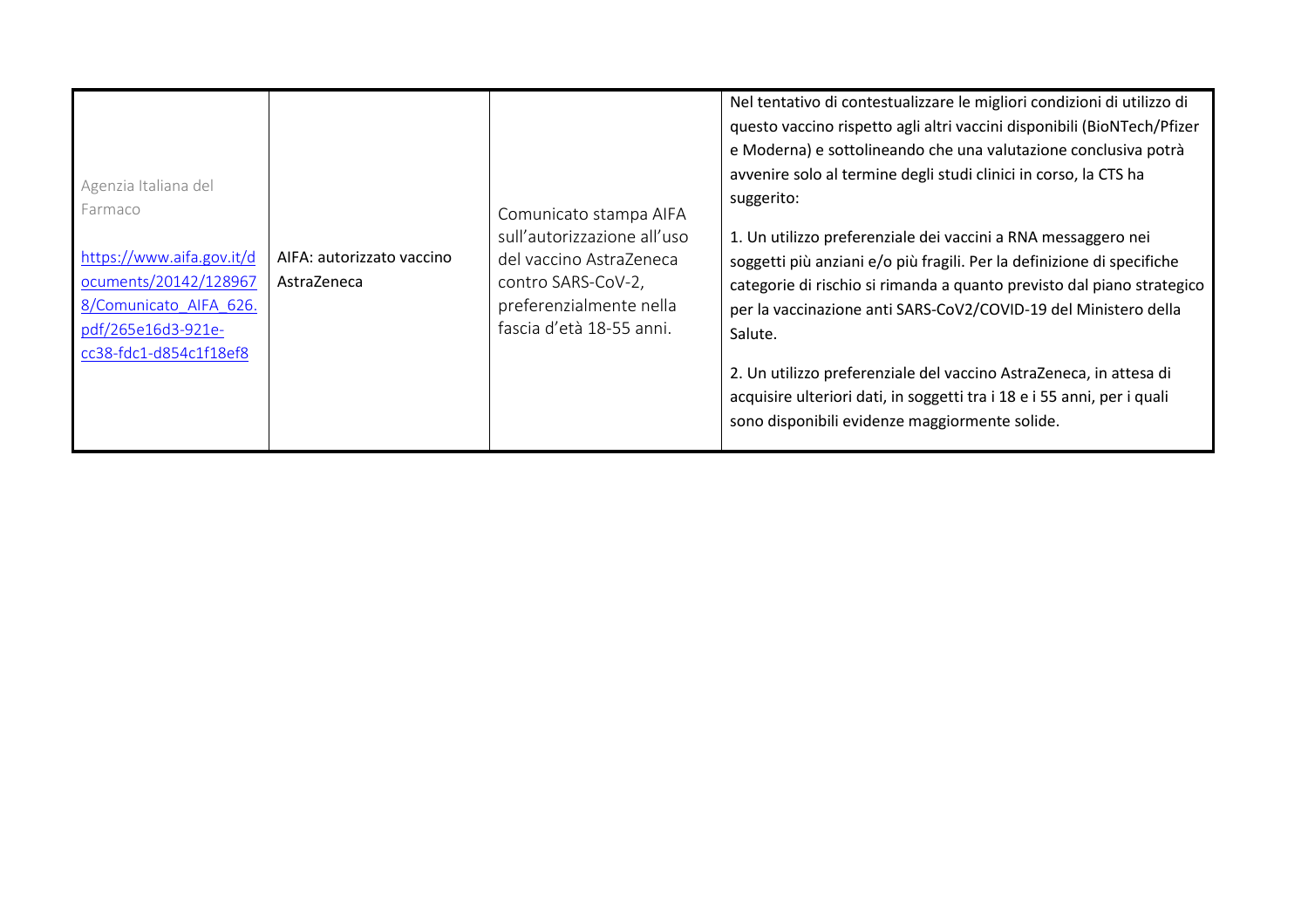| | | | |
|---|---|---|---|
| Agenzia Italiana del Farmaco<br><br>https://www.aifa.gov.it/documents/20142/1289678/Comunicato_AIFA_626.pdf/265e16d3-921e-cc38-fdc1-d854c1f18ef8 | AIFA: autorizzato vaccino AstraZeneca | Comunicato stampa AIFA sull'autorizzazione all'uso del vaccino AstraZeneca contro SARS-CoV-2, preferenzialmente nella fascia d'età 18-55 anni. | Nel tentativo di contestualizzare le migliori condizioni di utilizzo di questo vaccino rispetto agli altri vaccini disponibili (BioNTech/Pfizer e Moderna) e sottolineando che una valutazione conclusiva potrà avvenire solo al termine degli studi clinici in corso, la CTS ha suggerito:<br><br>1. Un utilizzo preferenziale dei vaccini a RNA messaggero nei soggetti più anziani e/o più fragili. Per la definizione di specifiche categorie di rischio si rimanda a quanto previsto dal piano strategico per la vaccinazione anti SARS-CoV2/COVID-19 del Ministero della Salute.<br><br>2. Un utilizzo preferenziale del vaccino AstraZeneca, in attesa di acquisire ulteriori dati, in soggetti tra i 18 e i 55 anni, per i quali sono disponibili evidenze maggiormente solide. |